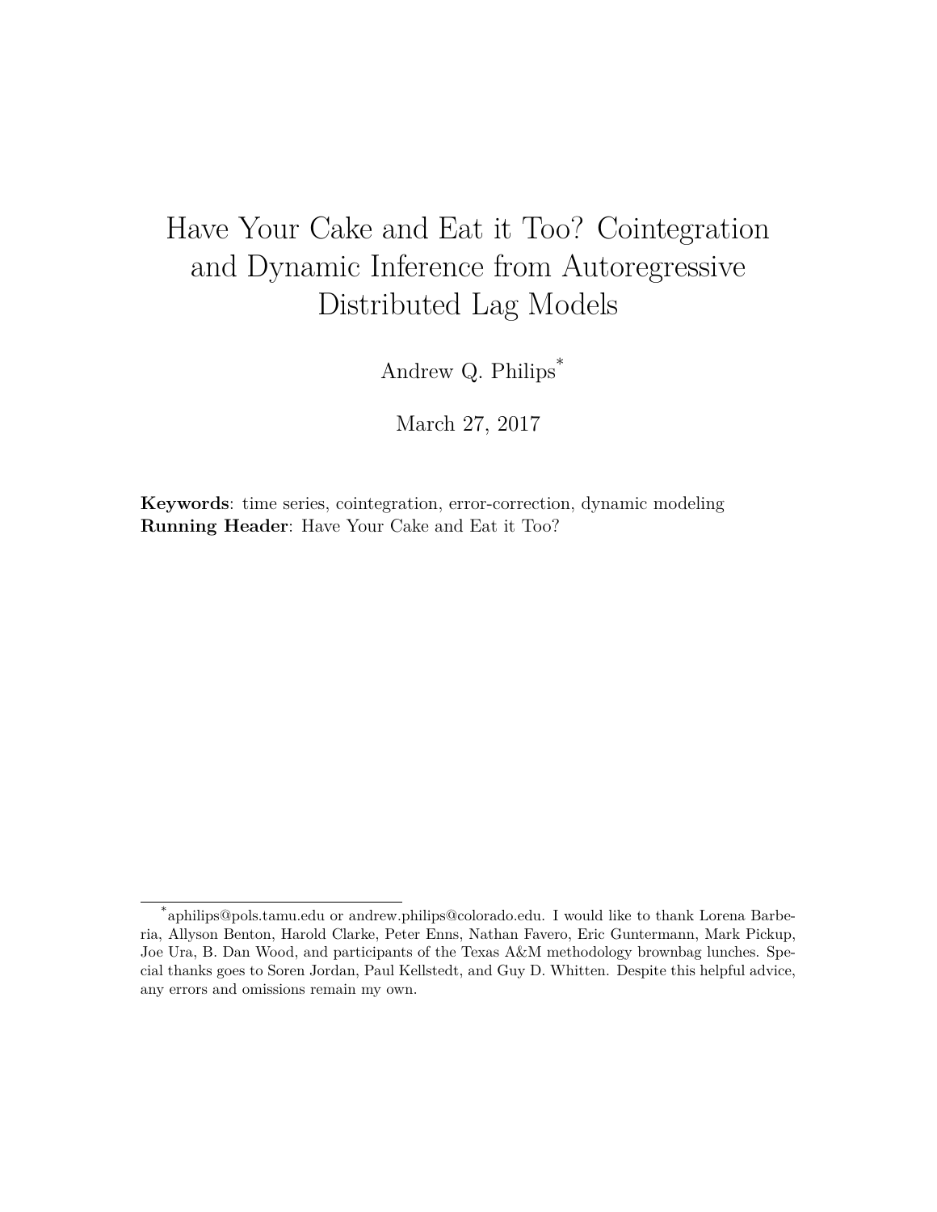# Have Your Cake and Eat it Too? Cointegration and Dynamic Inference from Autoregressive Distributed Lag Models

Andrew Q. Philips[*]

March 27, 2017

**Keywords**: time series, cointegration, error-correction, dynamic modeling
**Running Header**: Have Your Cake and Eat it Too?

---

[*] aphilips@pols.tamu.edu or andrew.philips@colorado.edu. I would like to thank Lorena Barberia, Allyson Benton, Harold Clarke, Peter Enns, Nathan Favero, Eric Guntermann, Mark Pickup, Joe Ura, B. Dan Wood, and participants of the Texas A&M methodology brownbag lunches. Special thanks goes to Soren Jordan, Paul Kellstedt, and Guy D. Whitten. Despite this helpful advice, any errors and omissions remain my own.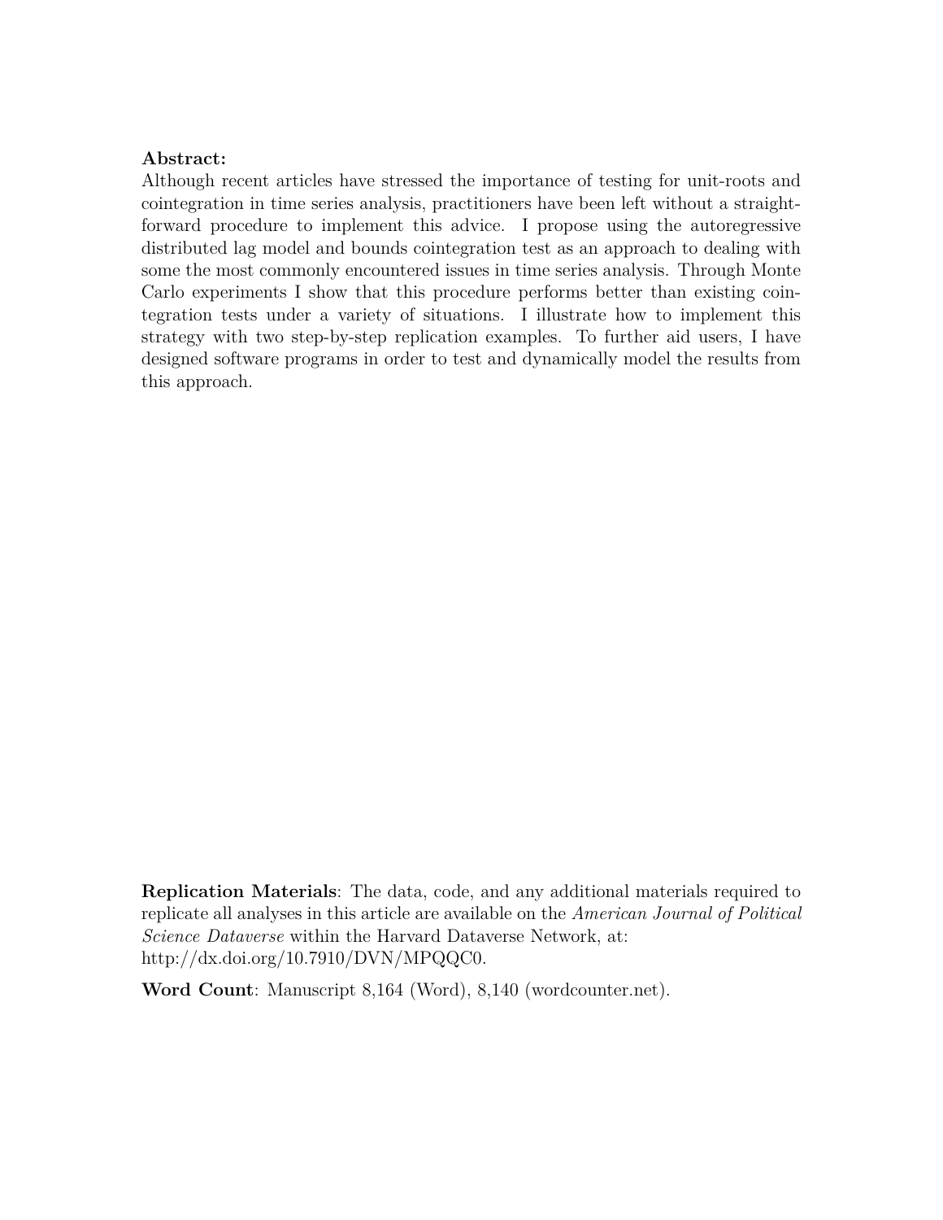**Abstract:**
Although recent articles have stressed the importance of testing for unit-roots and cointegration in time series analysis, practitioners have been left without a straightforward procedure to implement this advice. I propose using the autoregressive distributed lag model and bounds cointegration test as an approach to dealing with some the most commonly encountered issues in time series analysis. Through Monte Carlo experiments I show that this procedure performs better than existing cointegration tests under a variety of situations. I illustrate how to implement this strategy with two step-by-step replication examples. To further aid users, I have designed software programs in order to test and dynamically model the results from this approach.

**Replication Materials**: The data, code, and any additional materials required to replicate all analyses in this article are available on the *American Journal of Political Science Dataverse* within the Harvard Dataverse Network, at: http://dx.doi.org/10.7910/DVN/MPQQC0.

**Word Count**: Manuscript 8,164 (Word), 8,140 (wordcounter.net).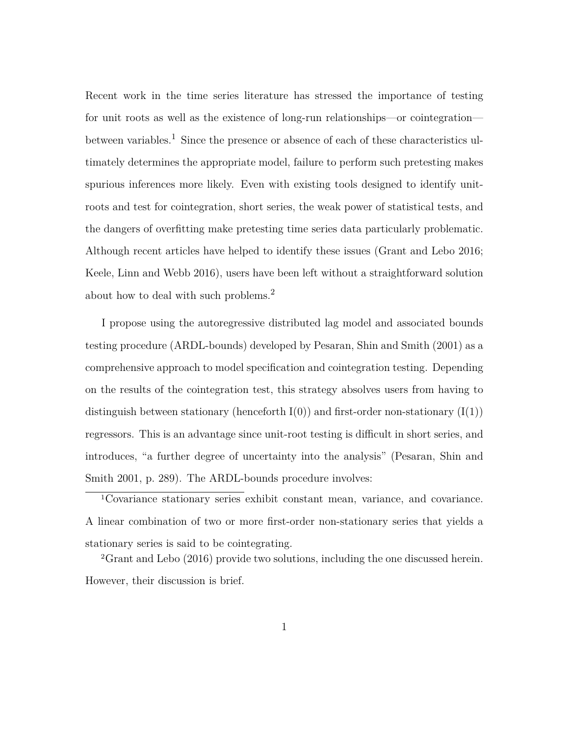Recent work in the time series literature has stressed the importance of testing for unit roots as well as the existence of long-run relationships—or cointegration—between variables.[1] Since the presence or absence of each of these characteristics ultimately determines the appropriate model, failure to perform such pretesting makes spurious inferences more likely. Even with existing tools designed to identify unit-roots and test for cointegration, short series, the weak power of statistical tests, and the dangers of overfitting make pretesting time series data particularly problematic. Although recent articles have helped to identify these issues (Grant and Lebo 2016; Keele, Linn and Webb 2016), users have been left without a straightforward solution about how to deal with such problems.[2]

I propose using the autoregressive distributed lag model and associated bounds testing procedure (ARDL-bounds) developed by Pesaran, Shin and Smith (2001) as a comprehensive approach to model specification and cointegration testing. Depending on the results of the cointegration test, this strategy absolves users from having to distinguish between stationary (henceforth I(0)) and first-order non-stationary (I(1)) regressors. This is an advantage since unit-root testing is difficult in short series, and introduces, "a further degree of uncertainty into the analysis" (Pesaran, Shin and Smith 2001, p. 289). The ARDL-bounds procedure involves:

[1] Covariance stationary series exhibit constant mean, variance, and covariance. A linear combination of two or more first-order non-stationary series that yields a stationary series is said to be cointegrating.

[2] Grant and Lebo (2016) provide two solutions, including the one discussed herein. However, their discussion is brief.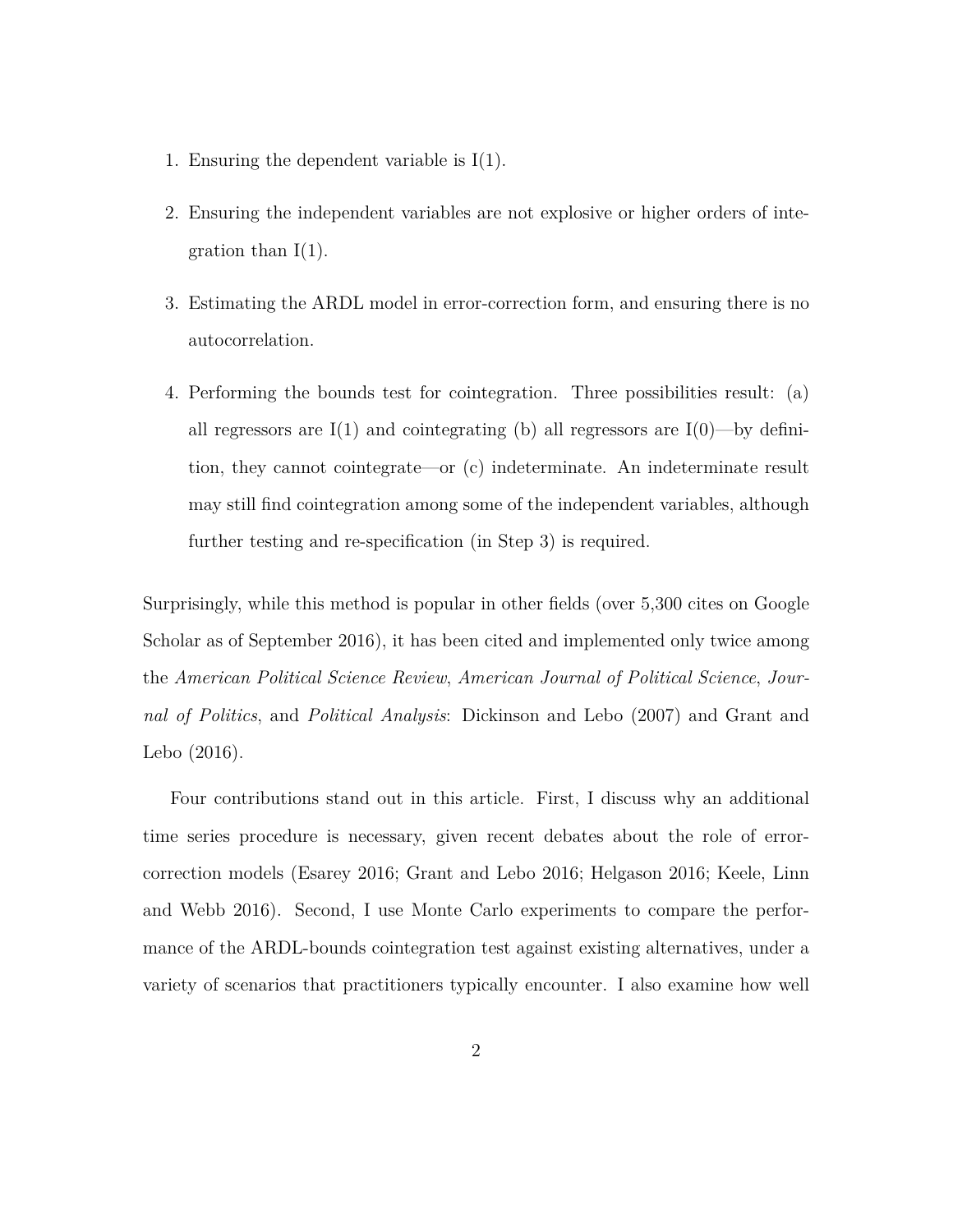1. Ensuring the dependent variable is I(1).
2. Ensuring the independent variables are not explosive or higher orders of integration than I(1).
3. Estimating the ARDL model in error-correction form, and ensuring there is no autocorrelation.
4. Performing the bounds test for cointegration. Three possibilities result: (a) all regressors are I(1) and cointegrating (b) all regressors are I(0)—by definition, they cannot cointegrate—or (c) indeterminate. An indeterminate result may still find cointegration among some of the independent variables, although further testing and re-specification (in Step 3) is required.

Surprisingly, while this method is popular in other fields (over 5,300 cites on Google Scholar as of September 2016), it has been cited and implemented only twice among the *American Political Science Review*, *American Journal of Political Science*, *Journal of Politics*, and *Political Analysis*: Dickinson and Lebo (2007) and Grant and Lebo (2016).

Four contributions stand out in this article. First, I discuss why an additional time series procedure is necessary, given recent debates about the role of error-correction models (Esarey 2016; Grant and Lebo 2016; Helgason 2016; Keele, Linn and Webb 2016). Second, I use Monte Carlo experiments to compare the performance of the ARDL-bounds cointegration test against existing alternatives, under a variety of scenarios that practitioners typically encounter. I also examine how well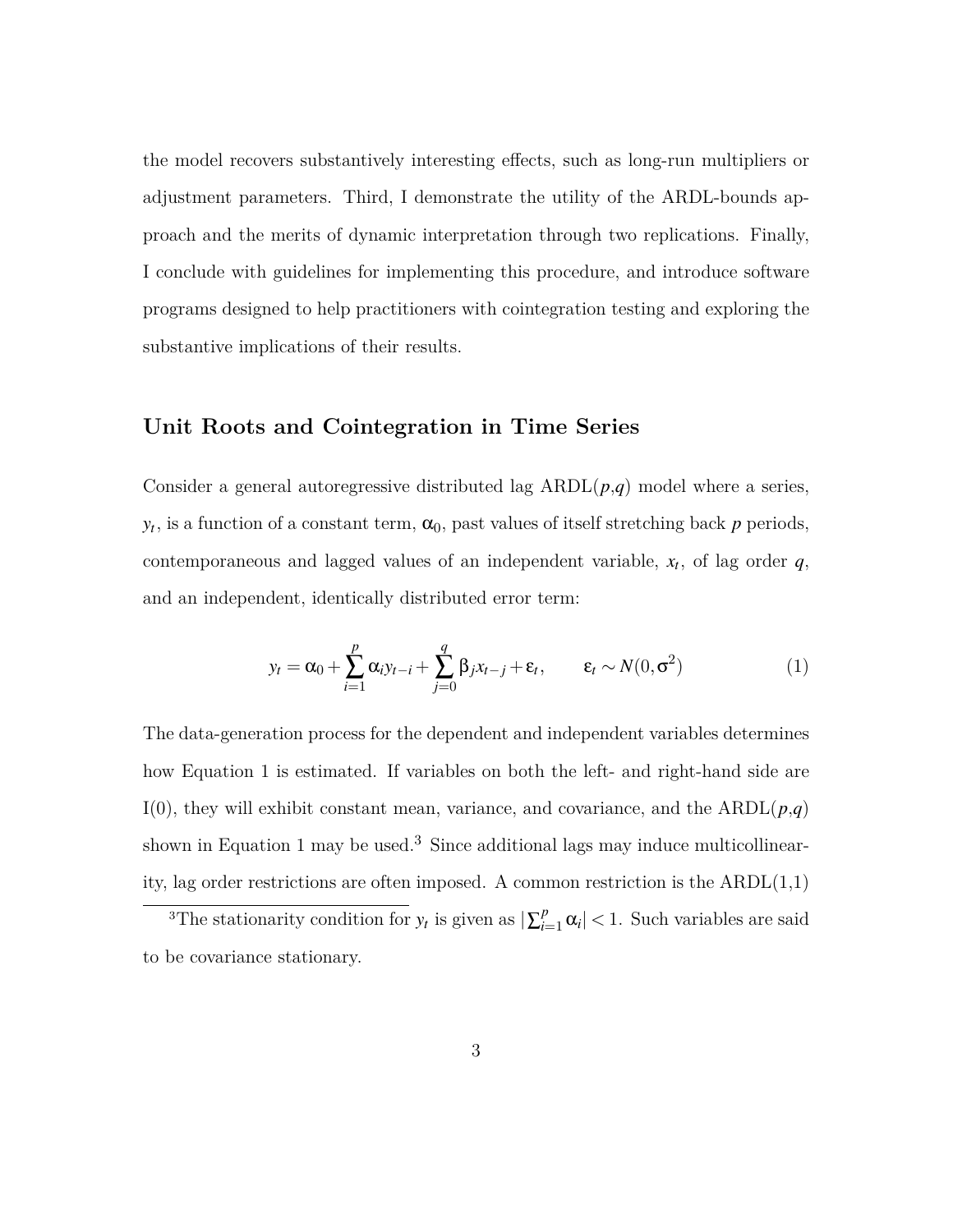the model recovers substantively interesting effects, such as long-run multipliers or adjustment parameters. Third, I demonstrate the utility of the ARDL-bounds approach and the merits of dynamic interpretation through two replications. Finally, I conclude with guidelines for implementing this procedure, and introduce software programs designed to help practitioners with cointegration testing and exploring the substantive implications of their results.

## Unit Roots and Cointegration in Time Series

Consider a general autoregressive distributed lag ARDL($p$,$q$) model where a series, $y_t$, is a function of a constant term, $\alpha_0$, past values of itself stretching back $p$ periods, contemporaneous and lagged values of an independent variable, $x_t$, of lag order $q$, and an independent, identically distributed error term:

$$y_t = \alpha_0 + \sum_{i=1}^{p} \alpha_i y_{t-i} + \sum_{j=0}^{q} \beta_j x_{t-j} + \varepsilon_t, \qquad \varepsilon_t \sim N(0, \sigma^2) \tag{1}$$

The data-generation process for the dependent and independent variables determines how Equation 1 is estimated. If variables on both the left- and right-hand side are I(0), they will exhibit constant mean, variance, and covariance, and the ARDL($p$,$q$) shown in Equation 1 may be used.[3] Since additional lags may induce multicollinearity, lag order restrictions are often imposed. A common restriction is the ARDL(1,1)

[3]The stationarity condition for $y_t$ is given as $|\sum_{i=1}^{p} \alpha_i| < 1$. Such variables are said to be covariance stationary.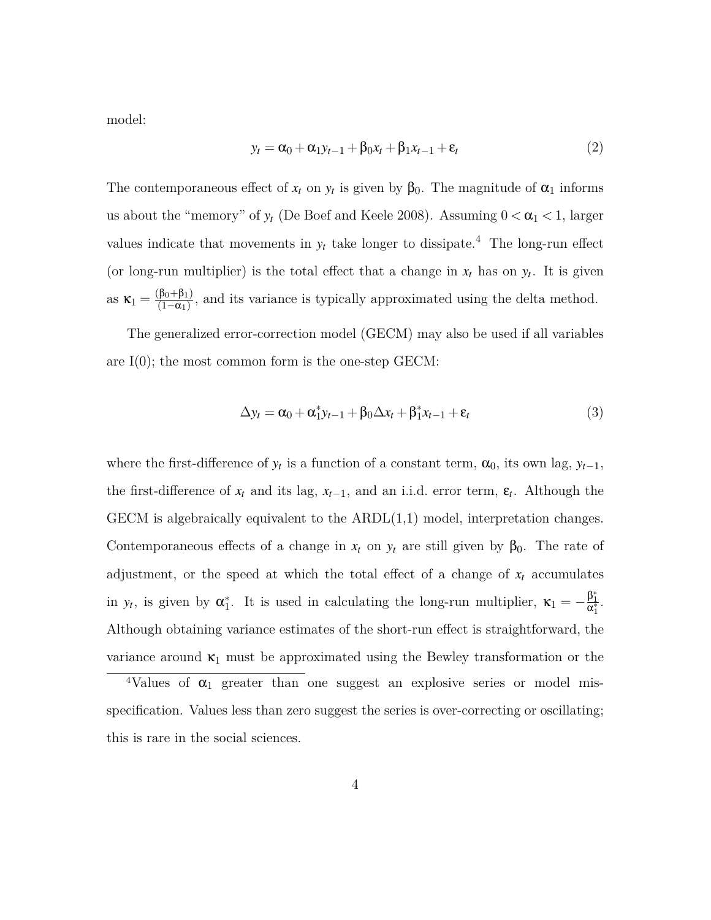model:

$$y_t = \alpha_0 + \alpha_1 y_{t-1} + \beta_0 x_t + \beta_1 x_{t-1} + \varepsilon_t \tag{2}$$

The contemporaneous effect of $x_t$ on $y_t$ is given by $\beta_0$. The magnitude of $\alpha_1$ informs us about the "memory" of $y_t$ (De Boef and Keele 2008). Assuming $0 < \alpha_1 < 1$, larger values indicate that movements in $y_t$ take longer to dissipate.[4] The long-run effect (or long-run multiplier) is the total effect that a change in $x_t$ has on $y_t$. It is given as $\kappa_1 = \frac{(\beta_0 + \beta_1)}{(1-\alpha_1)}$, and its variance is typically approximated using the delta method.

The generalized error-correction model (GECM) may also be used if all variables are I(0); the most common form is the one-step GECM:

$$\Delta y_t = \alpha_0 + \alpha_1^* y_{t-1} + \beta_0 \Delta x_t + \beta_1^* x_{t-1} + \varepsilon_t \tag{3}$$

where the first-difference of $y_t$ is a function of a constant term, $\alpha_0$, its own lag, $y_{t-1}$, the first-difference of $x_t$ and its lag, $x_{t-1}$, and an i.i.d. error term, $\varepsilon_t$. Although the GECM is algebraically equivalent to the ARDL(1,1) model, interpretation changes. Contemporaneous effects of a change in $x_t$ on $y_t$ are still given by $\beta_0$. The rate of adjustment, or the speed at which the total effect of a change of $x_t$ accumulates in $y_t$, is given by $\alpha_1^*$. It is used in calculating the long-run multiplier, $\kappa_1 = -\frac{\beta_1^*}{\alpha_1^*}$. Although obtaining variance estimates of the short-run effect is straightforward, the variance around $\kappa_1$ must be approximated using the Bewley transformation or the

[4] Values of $\alpha_1$ greater than one suggest an explosive series or model misspecification. Values less than zero suggest the series is over-correcting or oscillating; this is rare in the social sciences.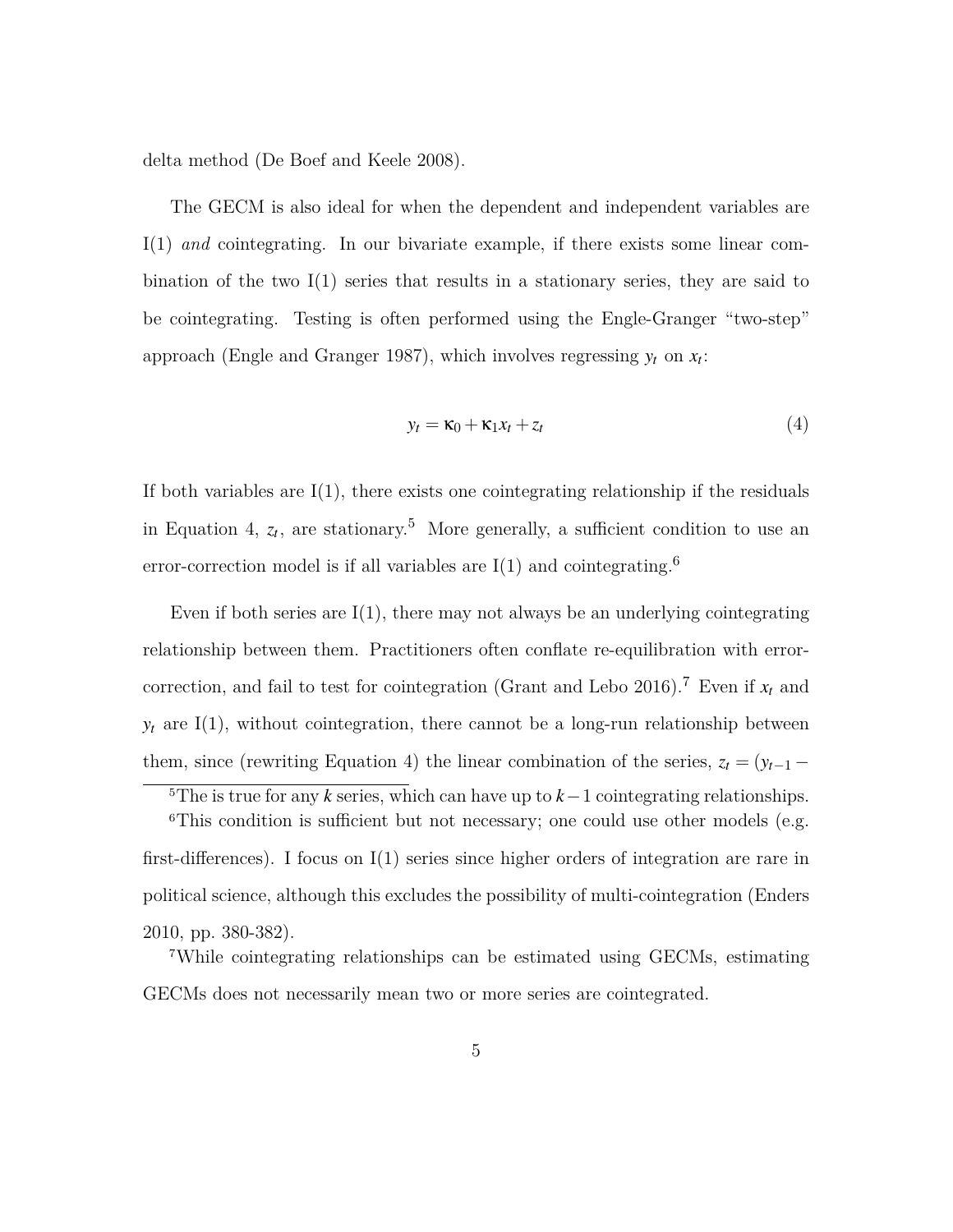delta method (De Boef and Keele 2008).

The GECM is also ideal for when the dependent and independent variables are I(1) *and* cointegrating. In our bivariate example, if there exists some linear combination of the two I(1) series that results in a stationary series, they are said to be cointegrating. Testing is often performed using the Engle-Granger "two-step" approach (Engle and Granger 1987), which involves regressing $y_t$ on $x_t$:

$$y_t = \kappa_0 + \kappa_1 x_t + z_t \tag{4}$$

If both variables are I(1), there exists one cointegrating relationship if the residuals in Equation 4, $z_t$, are stationary.[5] More generally, a sufficient condition to use an error-correction model is if all variables are I(1) and cointegrating.[6]

Even if both series are I(1), there may not always be an underlying cointegrating relationship between them. Practitioners often conflate re-equilibration with error-correction, and fail to test for cointegration (Grant and Lebo 2016).[7] Even if $x_t$ and $y_t$ are I(1), without cointegration, there cannot be a long-run relationship between them, since (rewriting Equation 4) the linear combination of the series, $z_t = (y_{t-1} -$

[5]The is true for any $k$ series, which can have up to $k-1$ cointegrating relationships.

[6]This condition is sufficient but not necessary; one could use other models (e.g. first-differences). I focus on I(1) series since higher orders of integration are rare in political science, although this excludes the possibility of multi-cointegration (Enders 2010, pp. 380-382).

[7]While cointegrating relationships can be estimated using GECMs, estimating GECMs does not necessarily mean two or more series are cointegrated.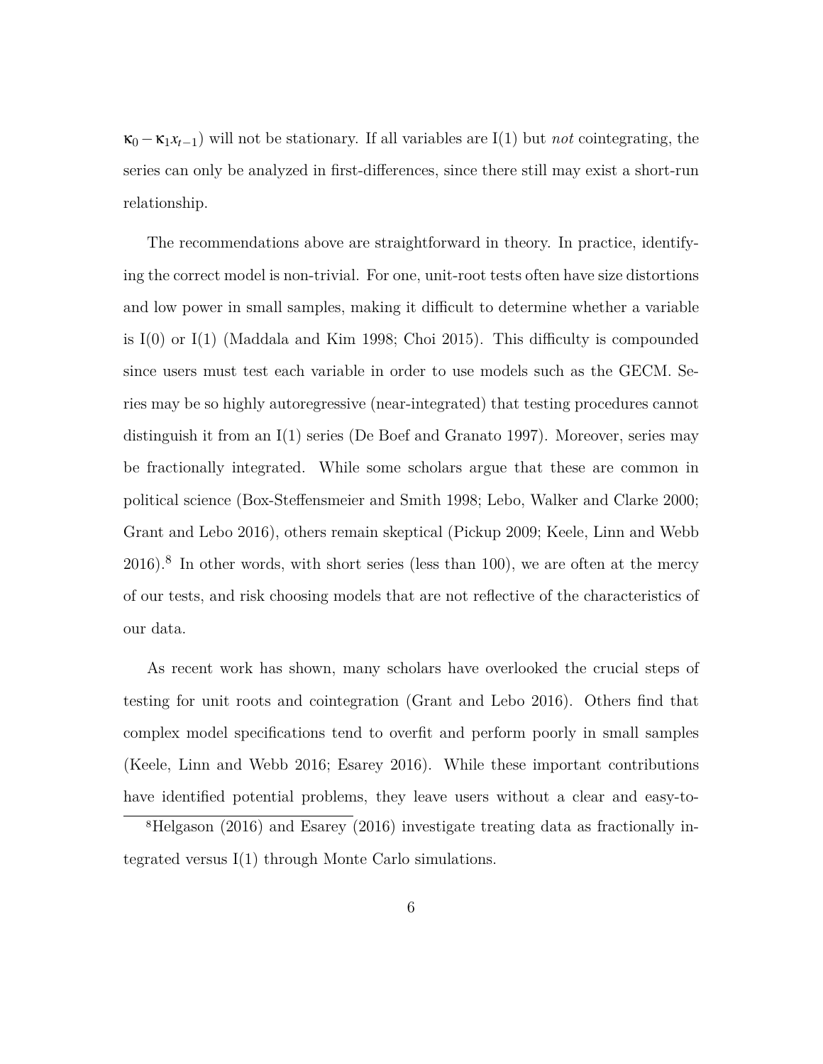$\kappa_0 - \kappa_1 x_{t-1}$) will not be stationary. If all variables are I(1) but *not* cointegrating, the series can only be analyzed in first-differences, since there still may exist a short-run relationship.

The recommendations above are straightforward in theory. In practice, identifying the correct model is non-trivial. For one, unit-root tests often have size distortions and low power in small samples, making it difficult to determine whether a variable is I(0) or I(1) (Maddala and Kim 1998; Choi 2015). This difficulty is compounded since users must test each variable in order to use models such as the GECM. Series may be so highly autoregressive (near-integrated) that testing procedures cannot distinguish it from an I(1) series (De Boef and Granato 1997). Moreover, series may be fractionally integrated. While some scholars argue that these are common in political science (Box-Steffensmeier and Smith 1998; Lebo, Walker and Clarke 2000; Grant and Lebo 2016), others remain skeptical (Pickup 2009; Keele, Linn and Webb 2016).[8] In other words, with short series (less than 100), we are often at the mercy of our tests, and risk choosing models that are not reflective of the characteristics of our data.

As recent work has shown, many scholars have overlooked the crucial steps of testing for unit roots and cointegration (Grant and Lebo 2016). Others find that complex model specifications tend to overfit and perform poorly in small samples (Keele, Linn and Webb 2016; Esarey 2016). While these important contributions have identified potential problems, they leave users without a clear and easy-to-

[8] Helgason (2016) and Esarey (2016) investigate treating data as fractionally integrated versus I(1) through Monte Carlo simulations.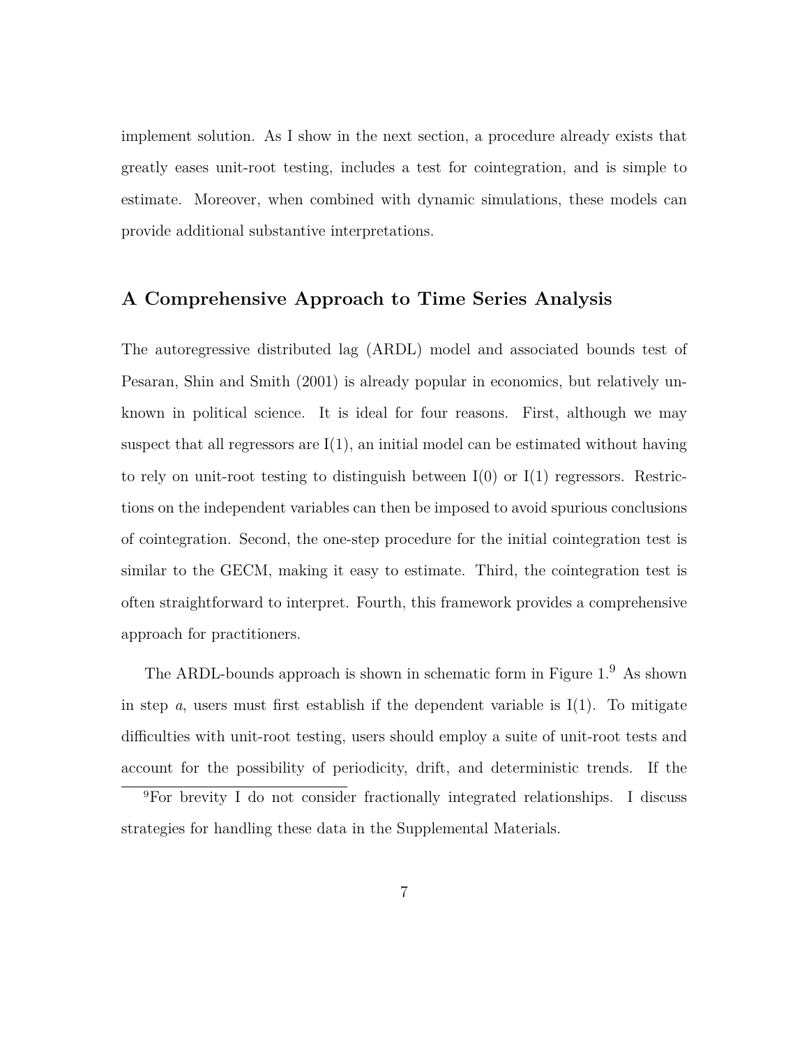implement solution. As I show in the next section, a procedure already exists that greatly eases unit-root testing, includes a test for cointegration, and is simple to estimate. Moreover, when combined with dynamic simulations, these models can provide additional substantive interpretations.

## A Comprehensive Approach to Time Series Analysis

The autoregressive distributed lag (ARDL) model and associated bounds test of Pesaran, Shin and Smith (2001) is already popular in economics, but relatively unknown in political science. It is ideal for four reasons. First, although we may suspect that all regressors are I(1), an initial model can be estimated without having to rely on unit-root testing to distinguish between I(0) or I(1) regressors. Restrictions on the independent variables can then be imposed to avoid spurious conclusions of cointegration. Second, the one-step procedure for the initial cointegration test is similar to the GECM, making it easy to estimate. Third, the cointegration test is often straightforward to interpret. Fourth, this framework provides a comprehensive approach for practitioners.

The ARDL-bounds approach is shown in schematic form in Figure 1.[9] As shown in step *a*, users must first establish if the dependent variable is I(1). To mitigate difficulties with unit-root testing, users should employ a suite of unit-root tests and account for the possibility of periodicity, drift, and deterministic trends. If the

[9]For brevity I do not consider fractionally integrated relationships. I discuss strategies for handling these data in the Supplemental Materials.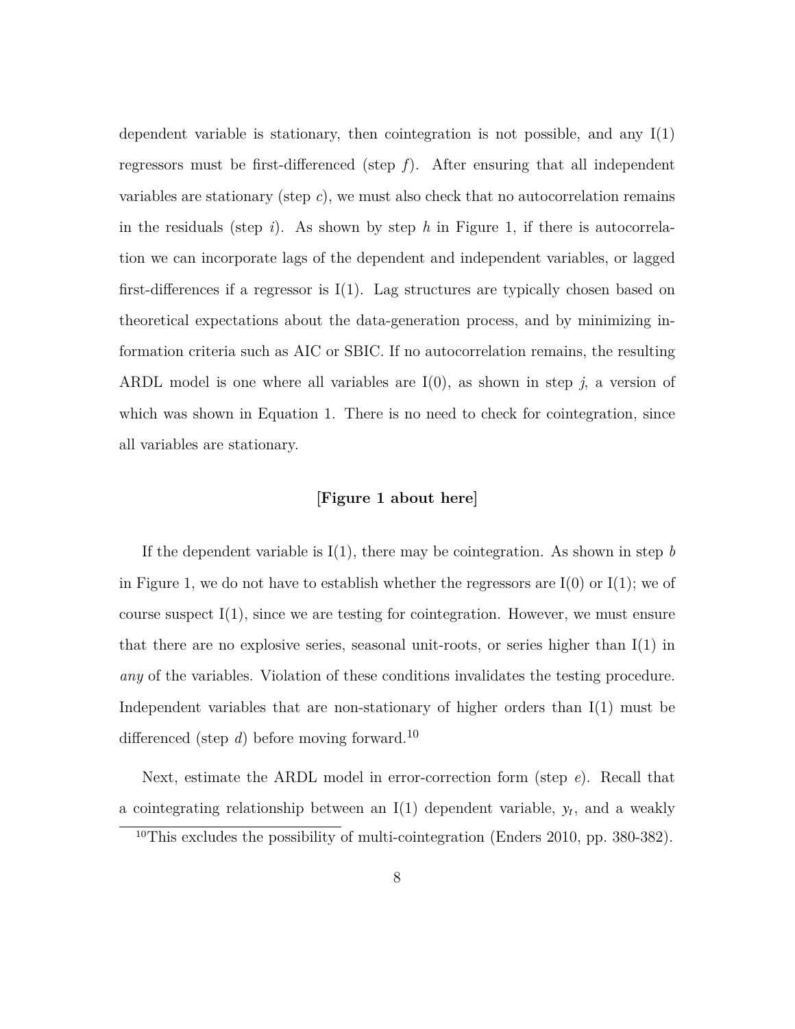dependent variable is stationary, then cointegration is not possible, and any I(1) regressors must be first-differenced (step *f*). After ensuring that all independent variables are stationary (step *c*), we must also check that no autocorrelation remains in the residuals (step *i*). As shown by step *h* in Figure 1, if there is autocorrelation we can incorporate lags of the dependent and independent variables, or lagged first-differences if a regressor is I(1). Lag structures are typically chosen based on theoretical expectations about the data-generation process, and by minimizing information criteria such as AIC or SBIC. If no autocorrelation remains, the resulting ARDL model is one where all variables are I(0), as shown in step *j*, a version of which was shown in Equation 1. There is no need to check for cointegration, since all variables are stationary.

**[Figure 1 about here]**

If the dependent variable is I(1), there may be cointegration. As shown in step *b* in Figure 1, we do not have to establish whether the regressors are I(0) or I(1); we of course suspect I(1), since we are testing for cointegration. However, we must ensure that there are no explosive series, seasonal unit-roots, or series higher than I(1) in *any* of the variables. Violation of these conditions invalidates the testing procedure. Independent variables that are non-stationary of higher orders than I(1) must be differenced (step *d*) before moving forward.[10]

Next, estimate the ARDL model in error-correction form (step *e*). Recall that a cointegrating relationship between an I(1) dependent variable, $y_t$, and a weakly

[10] This excludes the possibility of multi-cointegration (Enders 2010, pp. 380-382).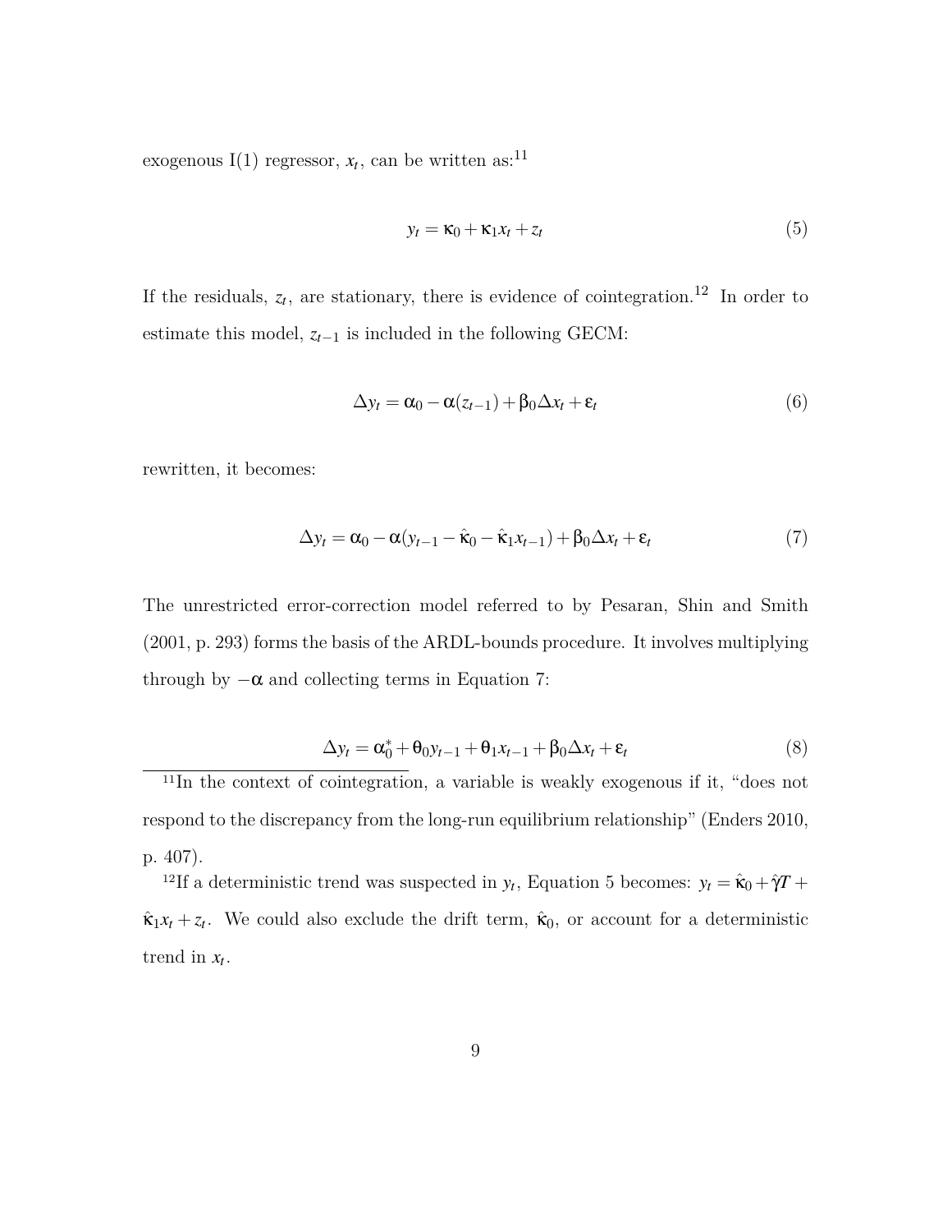exogenous I(1) regressor, $x_t$, can be written as:[11]

$$y_t = \kappa_0 + \kappa_1 x_t + z_t \tag{5}$$

If the residuals, $z_t$, are stationary, there is evidence of cointegration.[12] In order to estimate this model, $z_{t-1}$ is included in the following GECM:

$$\Delta y_t = \alpha_0 - \alpha(z_{t-1}) + \beta_0 \Delta x_t + \varepsilon_t \tag{6}$$

rewritten, it becomes:

$$\Delta y_t = \alpha_0 - \alpha(y_{t-1} - \hat{\kappa}_0 - \hat{\kappa}_1 x_{t-1}) + \beta_0 \Delta x_t + \varepsilon_t \tag{7}$$

The unrestricted error-correction model referred to by Pesaran, Shin and Smith (2001, p. 293) forms the basis of the ARDL-bounds procedure. It involves multiplying through by $-\alpha$ and collecting terms in Equation 7:

$$\Delta y_t = \alpha_0^* + \theta_0 y_{t-1} + \theta_1 x_{t-1} + \beta_0 \Delta x_t + \varepsilon_t \tag{8}$$

---

[11] In the context of cointegration, a variable is weakly exogenous if it, "does not respond to the discrepancy from the long-run equilibrium relationship" (Enders 2010, p. 407).

[12] If a deterministic trend was suspected in $y_t$, Equation 5 becomes: $y_t = \hat{\kappa}_0 + \hat{\gamma}T + \hat{\kappa}_1 x_t + z_t$. We could also exclude the drift term, $\hat{\kappa}_0$, or account for a deterministic trend in $x_t$.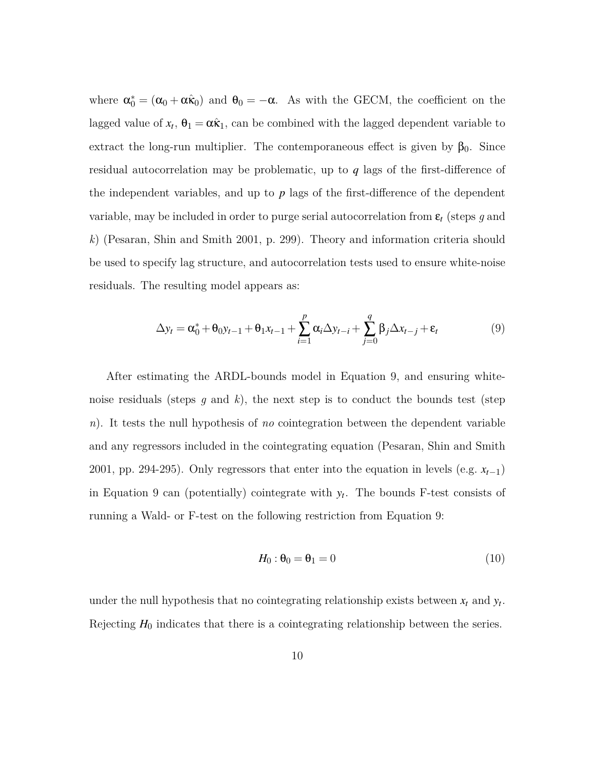where $\alpha_0^* = (\alpha_0 + \alpha\hat{\kappa}_0)$ and $\theta_0 = -\alpha$. As with the GECM, the coefficient on the lagged value of $x_t$, $\theta_1 = \alpha\hat{\kappa}_1$, can be combined with the lagged dependent variable to extract the long-run multiplier. The contemporaneous effect is given by $\beta_0$. Since residual autocorrelation may be problematic, up to $q$ lags of the first-difference of the independent variables, and up to $p$ lags of the first-difference of the dependent variable, may be included in order to purge serial autocorrelation from $\varepsilon_t$ (steps *g* and *k*) (Pesaran, Shin and Smith 2001, p. 299). Theory and information criteria should be used to specify lag structure, and autocorrelation tests used to ensure white-noise residuals. The resulting model appears as:

$$\Delta y_t = \alpha_0^* + \theta_0 y_{t-1} + \theta_1 x_{t-1} + \sum_{i=1}^{p} \alpha_i \Delta y_{t-i} + \sum_{j=0}^{q} \beta_j \Delta x_{t-j} + \varepsilon_t \tag{9}$$

After estimating the ARDL-bounds model in Equation 9, and ensuring white-noise residuals (steps *g* and *k*), the next step is to conduct the bounds test (step *n*). It tests the null hypothesis of *no* cointegration between the dependent variable and any regressors included in the cointegrating equation (Pesaran, Shin and Smith 2001, pp. 294-295). Only regressors that enter into the equation in levels (e.g. $x_{t-1}$) in Equation 9 can (potentially) cointegrate with $y_t$. The bounds F-test consists of running a Wald- or F-test on the following restriction from Equation 9:

$$H_0 : \theta_0 = \theta_1 = 0 \tag{10}$$

under the null hypothesis that no cointegrating relationship exists between $x_t$ and $y_t$. Rejecting $H_0$ indicates that there is a cointegrating relationship between the series.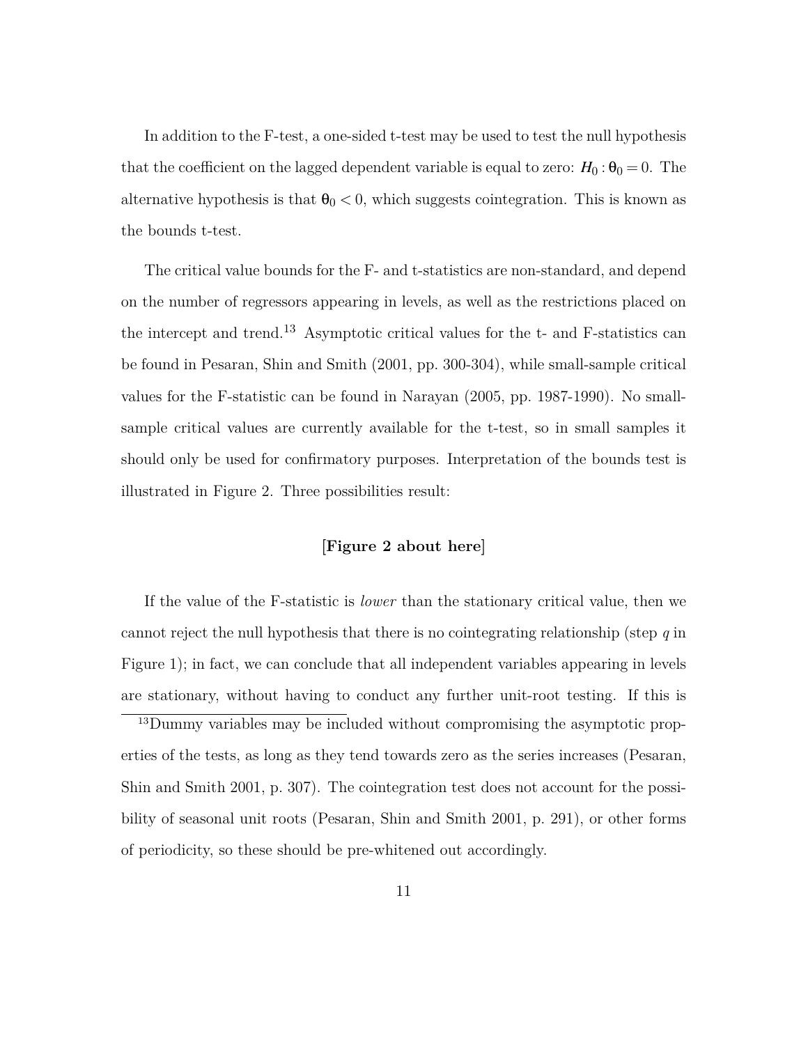In addition to the F-test, a one-sided t-test may be used to test the null hypothesis that the coefficient on the lagged dependent variable is equal to zero: $H_0 : \theta_0 = 0$. The alternative hypothesis is that $\theta_0 < 0$, which suggests cointegration. This is known as the bounds t-test.

The critical value bounds for the F- and t-statistics are non-standard, and depend on the number of regressors appearing in levels, as well as the restrictions placed on the intercept and trend.[13] Asymptotic critical values for the t- and F-statistics can be found in Pesaran, Shin and Smith (2001, pp. 300-304), while small-sample critical values for the F-statistic can be found in Narayan (2005, pp. 1987-1990). No small-sample critical values are currently available for the t-test, so in small samples it should only be used for confirmatory purposes. Interpretation of the bounds test is illustrated in Figure 2. Three possibilities result:

**[Figure 2 about here]**

If the value of the F-statistic is *lower* than the stationary critical value, then we cannot reject the null hypothesis that there is no cointegrating relationship (step $q$ in Figure 1); in fact, we can conclude that all independent variables appearing in levels are stationary, without having to conduct any further unit-root testing. If this is

[13] Dummy variables may be included without compromising the asymptotic properties of the tests, as long as they tend towards zero as the series increases (Pesaran, Shin and Smith 2001, p. 307). The cointegration test does not account for the possibility of seasonal unit roots (Pesaran, Shin and Smith 2001, p. 291), or other forms of periodicity, so these should be pre-whitened out accordingly.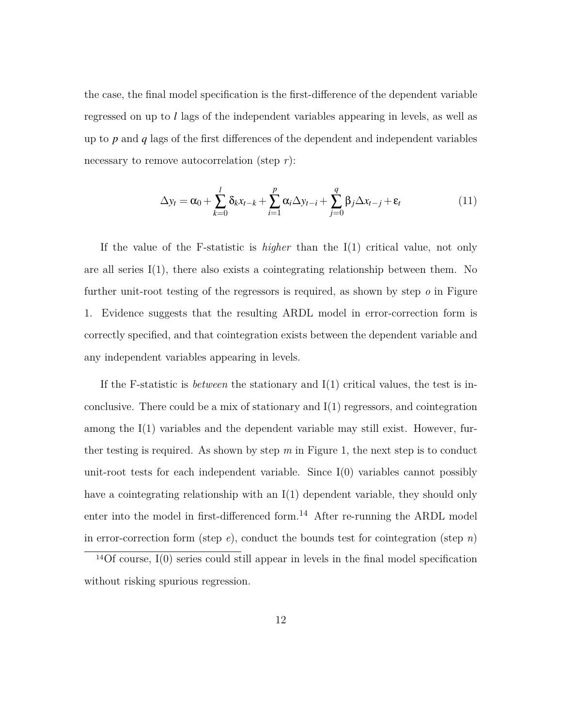the case, the final model specification is the first-difference of the dependent variable regressed on up to $l$ lags of the independent variables appearing in levels, as well as up to $p$ and $q$ lags of the first differences of the dependent and independent variables necessary to remove autocorrelation (step $r$):

$$\Delta y_t = \alpha_0 + \sum_{k=0}^{l} \delta_k x_{t-k} + \sum_{i=1}^{p} \alpha_i \Delta y_{t-i} + \sum_{j=0}^{q} \beta_j \Delta x_{t-j} + \varepsilon_t \tag{11}$$

If the value of the F-statistic is *higher* than the I(1) critical value, not only are all series I(1), there also exists a cointegrating relationship between them. No further unit-root testing of the regressors is required, as shown by step $o$ in Figure 1. Evidence suggests that the resulting ARDL model in error-correction form is correctly specified, and that cointegration exists between the dependent variable and any independent variables appearing in levels.

If the F-statistic is *between* the stationary and I(1) critical values, the test is inconclusive. There could be a mix of stationary and I(1) regressors, and cointegration among the I(1) variables and the dependent variable may still exist. However, further testing is required. As shown by step $m$ in Figure 1, the next step is to conduct unit-root tests for each independent variable. Since I(0) variables cannot possibly have a cointegrating relationship with an I(1) dependent variable, they should only enter into the model in first-differenced form.[14] After re-running the ARDL model in error-correction form (step $e$), conduct the bounds test for cointegration (step $n$)

[14] Of course, I(0) series could still appear in levels in the final model specification without risking spurious regression.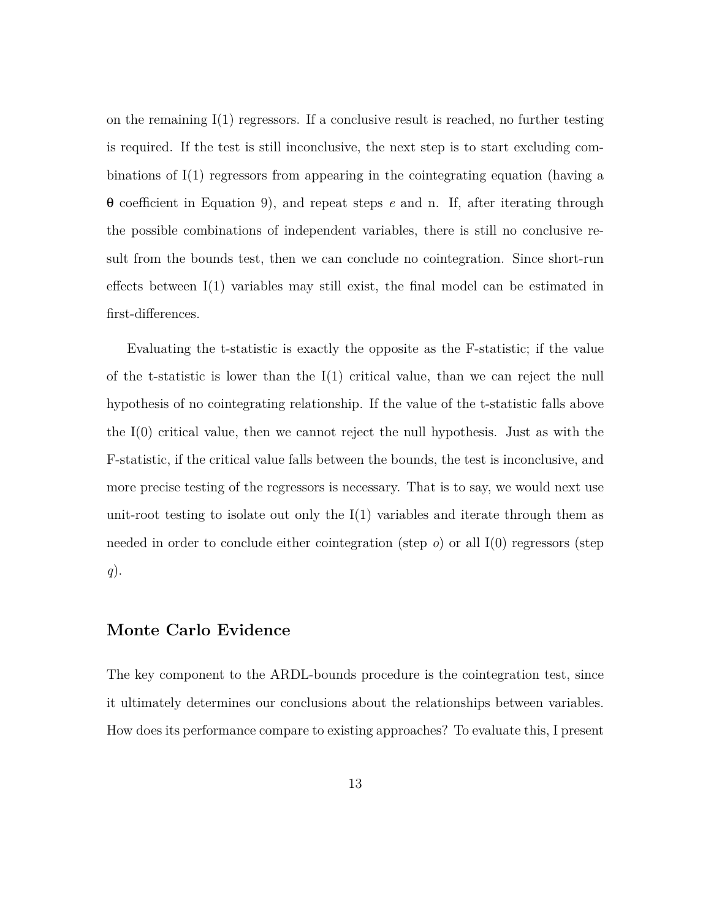on the remaining I(1) regressors. If a conclusive result is reached, no further testing is required. If the test is still inconclusive, the next step is to start excluding combinations of I(1) regressors from appearing in the cointegrating equation (having a $\theta$ coefficient in Equation 9), and repeat steps *e* and n. If, after iterating through the possible combinations of independent variables, there is still no conclusive result from the bounds test, then we can conclude no cointegration. Since short-run effects between I(1) variables may still exist, the final model can be estimated in first-differences.

Evaluating the t-statistic is exactly the opposite as the F-statistic; if the value of the t-statistic is lower than the I(1) critical value, than we can reject the null hypothesis of no cointegrating relationship. If the value of the t-statistic falls above the I(0) critical value, then we cannot reject the null hypothesis. Just as with the F-statistic, if the critical value falls between the bounds, the test is inconclusive, and more precise testing of the regressors is necessary. That is to say, we would next use unit-root testing to isolate out only the I(1) variables and iterate through them as needed in order to conclude either cointegration (step *o*) or all I(0) regressors (step *q*).

## Monte Carlo Evidence

The key component to the ARDL-bounds procedure is the cointegration test, since it ultimately determines our conclusions about the relationships between variables. How does its performance compare to existing approaches? To evaluate this, I present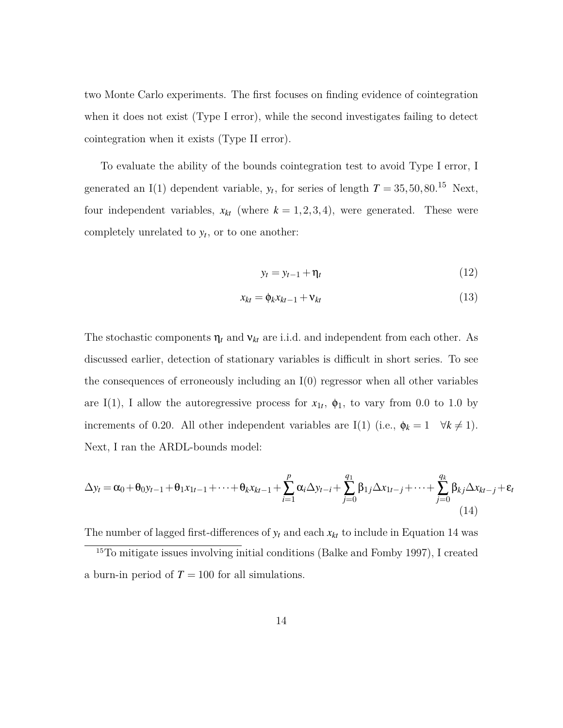two Monte Carlo experiments. The first focuses on finding evidence of cointegration when it does not exist (Type I error), while the second investigates failing to detect cointegration when it exists (Type II error).

To evaluate the ability of the bounds cointegration test to avoid Type I error, I generated an I(1) dependent variable, $y_t$, for series of length $T = 35, 50, 80$.[15] Next, four independent variables, $x_{kt}$ (where $k = 1, 2, 3, 4$), were generated. These were completely unrelated to $y_t$, or to one another:

$$y_t = y_{t-1} + \eta_t \tag{12}$$

$$x_{kt} = \phi_k x_{kt-1} + \nu_{kt} \tag{13}$$

The stochastic components $\eta_t$ and $\nu_{kt}$ are i.i.d. and independent from each other. As discussed earlier, detection of stationary variables is difficult in short series. To see the consequences of erroneously including an I(0) regressor when all other variables are I(1), I allow the autoregressive process for $x_{1t}$, $\phi_1$, to vary from 0.0 to 1.0 by increments of 0.20. All other independent variables are I(1) (i.e., $\phi_k = 1 \quad \forall k \neq 1$). Next, I ran the ARDL-bounds model:

$$\Delta y_t = \alpha_0 + \theta_0 y_{t-1} + \theta_1 x_{1t-1} + \cdots + \theta_k x_{kt-1} + \sum_{i=1}^{p} \alpha_i \Delta y_{t-i} + \sum_{j=0}^{q_1} \beta_{1j} \Delta x_{1t-j} + \cdots + \sum_{j=0}^{q_k} \beta_{kj} \Delta x_{kt-j} + \varepsilon_t \tag{14}$$

The number of lagged first-differences of $y_t$ and each $x_{kt}$ to include in Equation 14 was

[15] To mitigate issues involving initial conditions (Balke and Fomby 1997), I created a burn-in period of $T = 100$ for all simulations.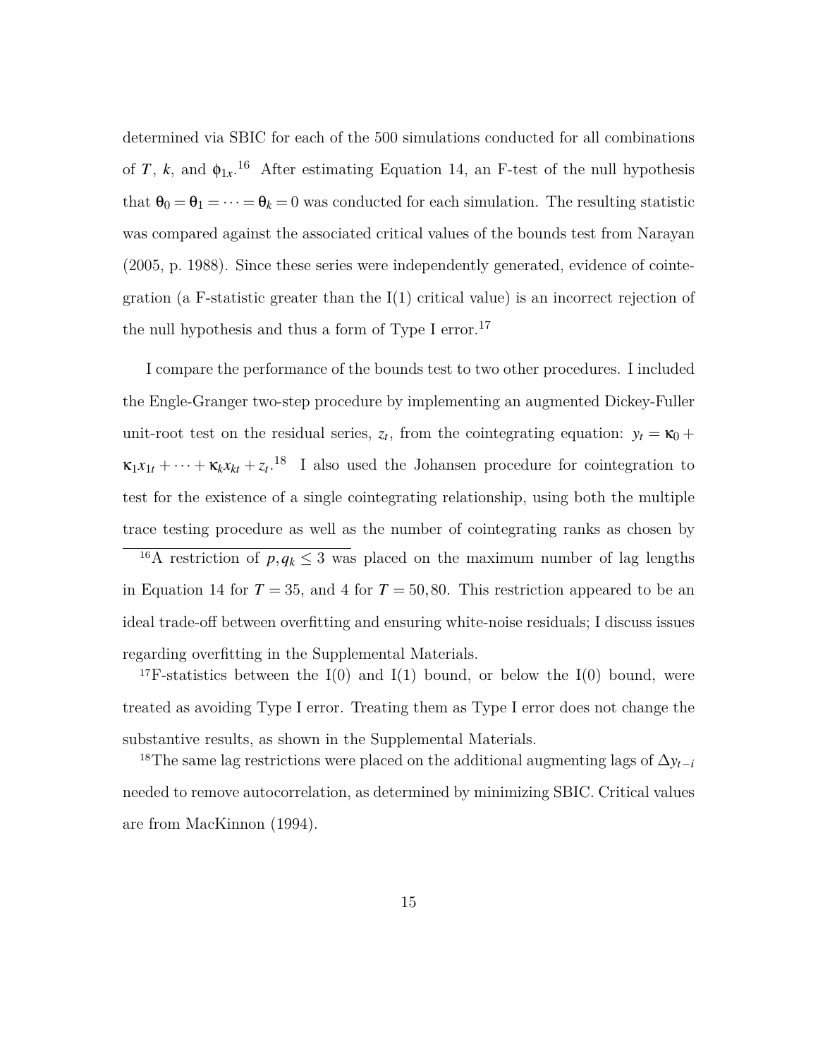determined via SBIC for each of the 500 simulations conducted for all combinations of $T$, $k$, and $\phi_{1x}$.[16] After estimating Equation 14, an F-test of the null hypothesis that $\theta_0 = \theta_1 = \cdots = \theta_k = 0$ was conducted for each simulation. The resulting statistic was compared against the associated critical values of the bounds test from Narayan (2005, p. 1988). Since these series were independently generated, evidence of cointegration (a F-statistic greater than the I(1) critical value) is an incorrect rejection of the null hypothesis and thus a form of Type I error.[17]

I compare the performance of the bounds test to two other procedures. I included the Engle-Granger two-step procedure by implementing an augmented Dickey-Fuller unit-root test on the residual series, $z_t$, from the cointegrating equation: $y_t = \kappa_0 + \kappa_1 x_{1t} + \cdots + \kappa_k x_{kt} + z_t$.[18] I also used the Johansen procedure for cointegration to test for the existence of a single cointegrating relationship, using both the multiple trace testing procedure as well as the number of cointegrating ranks as chosen by

---

[16] A restriction of $p, q_k \leq 3$ was placed on the maximum number of lag lengths in Equation 14 for $T = 35$, and 4 for $T = 50, 80$. This restriction appeared to be an ideal trade-off between overfitting and ensuring white-noise residuals; I discuss issues regarding overfitting in the Supplemental Materials.

[17] F-statistics between the I(0) and I(1) bound, or below the I(0) bound, were treated as avoiding Type I error. Treating them as Type I error does not change the substantive results, as shown in the Supplemental Materials.

[18] The same lag restrictions were placed on the additional augmenting lags of $\Delta y_{t-i}$ needed to remove autocorrelation, as determined by minimizing SBIC. Critical values are from MacKinnon (1994).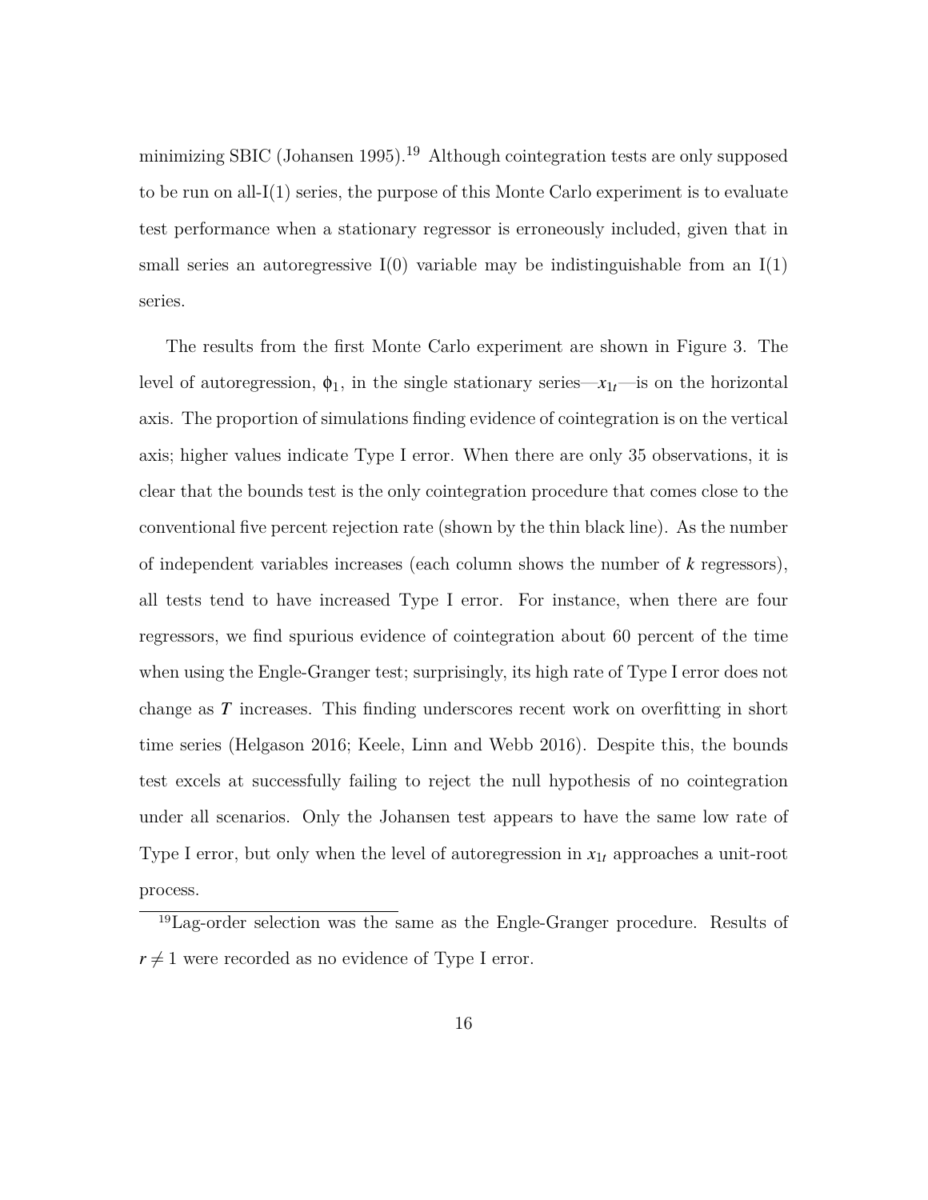minimizing SBIC (Johansen 1995).[19] Although cointegration tests are only supposed to be run on all-I(1) series, the purpose of this Monte Carlo experiment is to evaluate test performance when a stationary regressor is erroneously included, given that in small series an autoregressive I(0) variable may be indistinguishable from an I(1) series.

The results from the first Monte Carlo experiment are shown in Figure 3. The level of autoregression, $\phi_1$, in the single stationary series—$x_{1t}$—is on the horizontal axis. The proportion of simulations finding evidence of cointegration is on the vertical axis; higher values indicate Type I error. When there are only 35 observations, it is clear that the bounds test is the only cointegration procedure that comes close to the conventional five percent rejection rate (shown by the thin black line). As the number of independent variables increases (each column shows the number of $k$ regressors), all tests tend to have increased Type I error. For instance, when there are four regressors, we find spurious evidence of cointegration about 60 percent of the time when using the Engle-Granger test; surprisingly, its high rate of Type I error does not change as $T$ increases. This finding underscores recent work on overfitting in short time series (Helgason 2016; Keele, Linn and Webb 2016). Despite this, the bounds test excels at successfully failing to reject the null hypothesis of no cointegration under all scenarios. Only the Johansen test appears to have the same low rate of Type I error, but only when the level of autoregression in $x_{1t}$ approaches a unit-root process.

[19] Lag-order selection was the same as the Engle-Granger procedure. Results of $r \neq 1$ were recorded as no evidence of Type I error.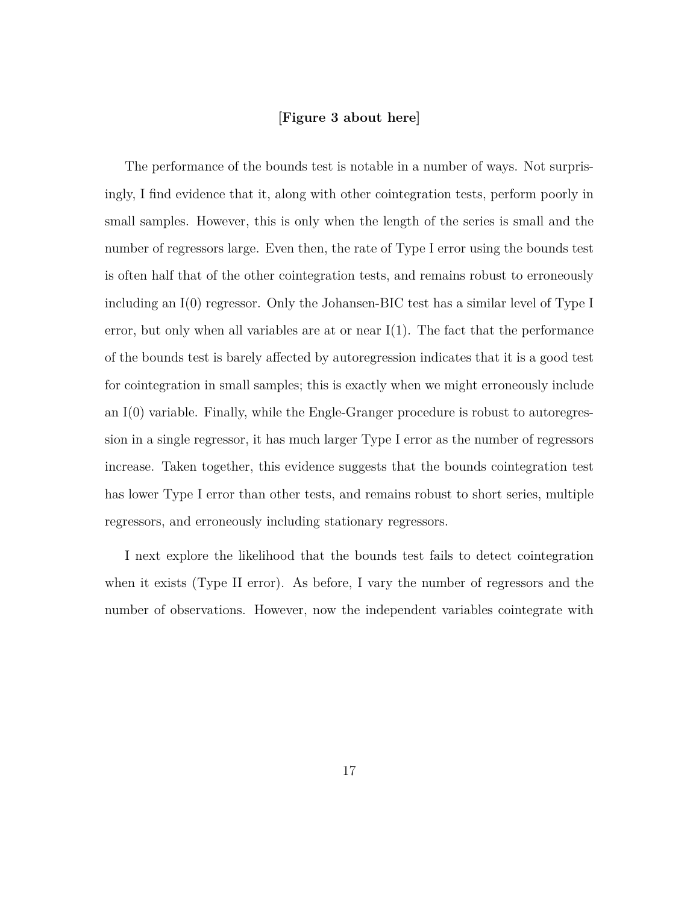[**Figure 3 about here**]

The performance of the bounds test is notable in a number of ways. Not surprisingly, I find evidence that it, along with other cointegration tests, perform poorly in small samples. However, this is only when the length of the series is small and the number of regressors large. Even then, the rate of Type I error using the bounds test is often half that of the other cointegration tests, and remains robust to erroneously including an I(0) regressor. Only the Johansen-BIC test has a similar level of Type I error, but only when all variables are at or near I(1). The fact that the performance of the bounds test is barely affected by autoregression indicates that it is a good test for cointegration in small samples; this is exactly when we might erroneously include an I(0) variable. Finally, while the Engle-Granger procedure is robust to autoregression in a single regressor, it has much larger Type I error as the number of regressors increase. Taken together, this evidence suggests that the bounds cointegration test has lower Type I error than other tests, and remains robust to short series, multiple regressors, and erroneously including stationary regressors.

I next explore the likelihood that the bounds test fails to detect cointegration when it exists (Type II error). As before, I vary the number of regressors and the number of observations. However, now the independent variables cointegrate with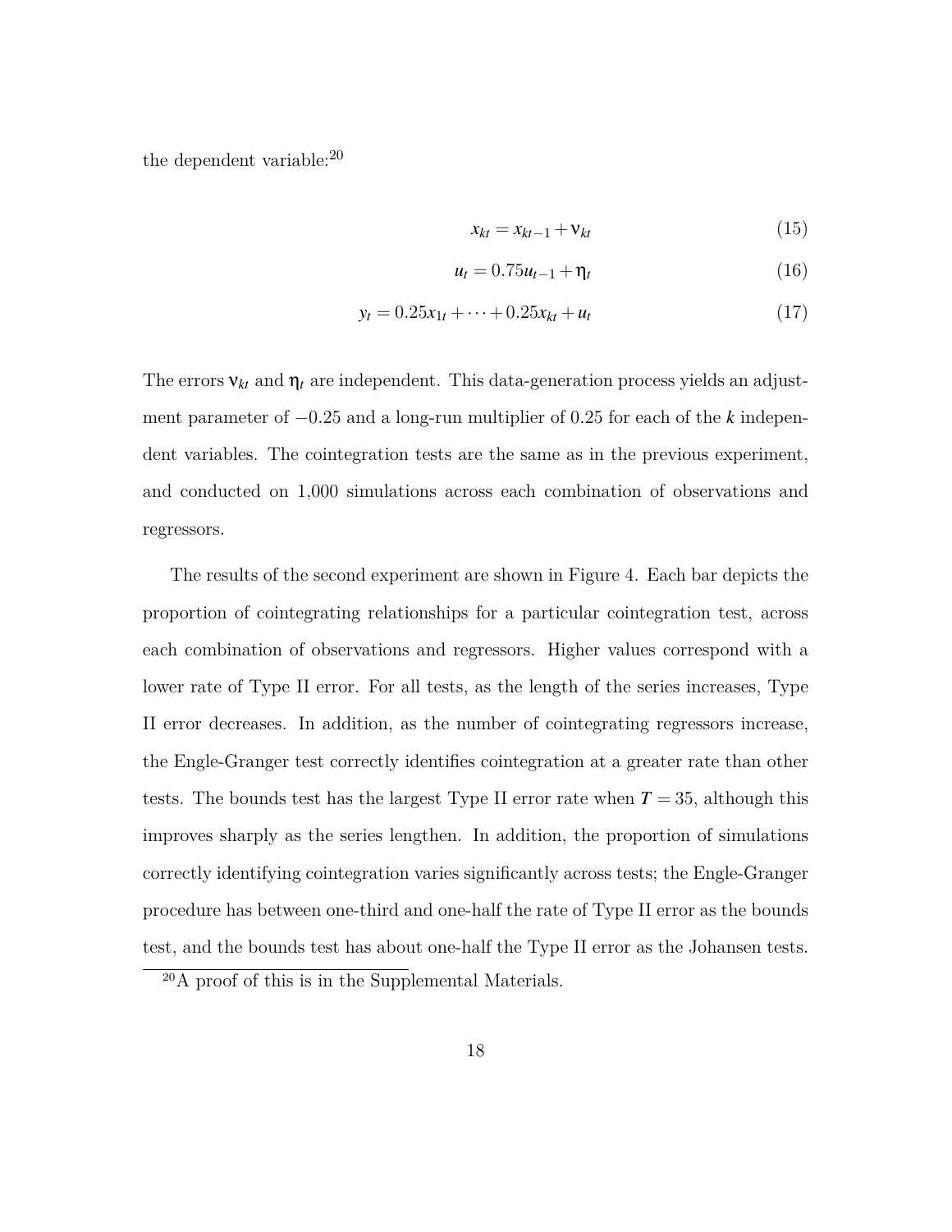the dependent variable:[20]

$$x_{kt} = x_{kt-1} + \nu_{kt} \tag{15}$$

$$u_t = 0.75u_{t-1} + \eta_t \tag{16}$$

$$y_t = 0.25x_{1t} + \cdots + 0.25x_{kt} + u_t \tag{17}$$

The errors $\nu_{kt}$ and $\eta_t$ are independent. This data-generation process yields an adjustment parameter of $-0.25$ and a long-run multiplier of 0.25 for each of the $k$ independent variables. The cointegration tests are the same as in the previous experiment, and conducted on 1,000 simulations across each combination of observations and regressors.

The results of the second experiment are shown in Figure 4. Each bar depicts the proportion of cointegrating relationships for a particular cointegration test, across each combination of observations and regressors. Higher values correspond with a lower rate of Type II error. For all tests, as the length of the series increases, Type II error decreases. In addition, as the number of cointegrating regressors increase, the Engle-Granger test correctly identifies cointegration at a greater rate than other tests. The bounds test has the largest Type II error rate when $T = 35$, although this improves sharply as the series lengthen. In addition, the proportion of simulations correctly identifying cointegration varies significantly across tests; the Engle-Granger procedure has between one-third and one-half the rate of Type II error as the bounds test, and the bounds test has about one-half the Type II error as the Johansen tests.

[20] A proof of this is in the Supplemental Materials.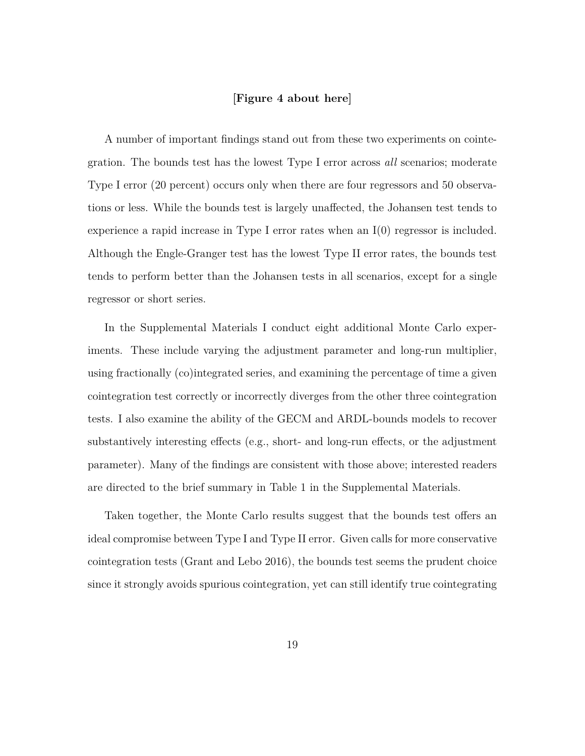**[Figure 4 about here]**

A number of important findings stand out from these two experiments on cointegration. The bounds test has the lowest Type I error across *all* scenarios; moderate Type I error (20 percent) occurs only when there are four regressors and 50 observations or less. While the bounds test is largely unaffected, the Johansen test tends to experience a rapid increase in Type I error rates when an I(0) regressor is included. Although the Engle-Granger test has the lowest Type II error rates, the bounds test tends to perform better than the Johansen tests in all scenarios, except for a single regressor or short series.

In the Supplemental Materials I conduct eight additional Monte Carlo experiments. These include varying the adjustment parameter and long-run multiplier, using fractionally (co)integrated series, and examining the percentage of time a given cointegration test correctly or incorrectly diverges from the other three cointegration tests. I also examine the ability of the GECM and ARDL-bounds models to recover substantively interesting effects (e.g., short- and long-run effects, or the adjustment parameter). Many of the findings are consistent with those above; interested readers are directed to the brief summary in Table 1 in the Supplemental Materials.

Taken together, the Monte Carlo results suggest that the bounds test offers an ideal compromise between Type I and Type II error. Given calls for more conservative cointegration tests (Grant and Lebo 2016), the bounds test seems the prudent choice since it strongly avoids spurious cointegration, yet can still identify true cointegrating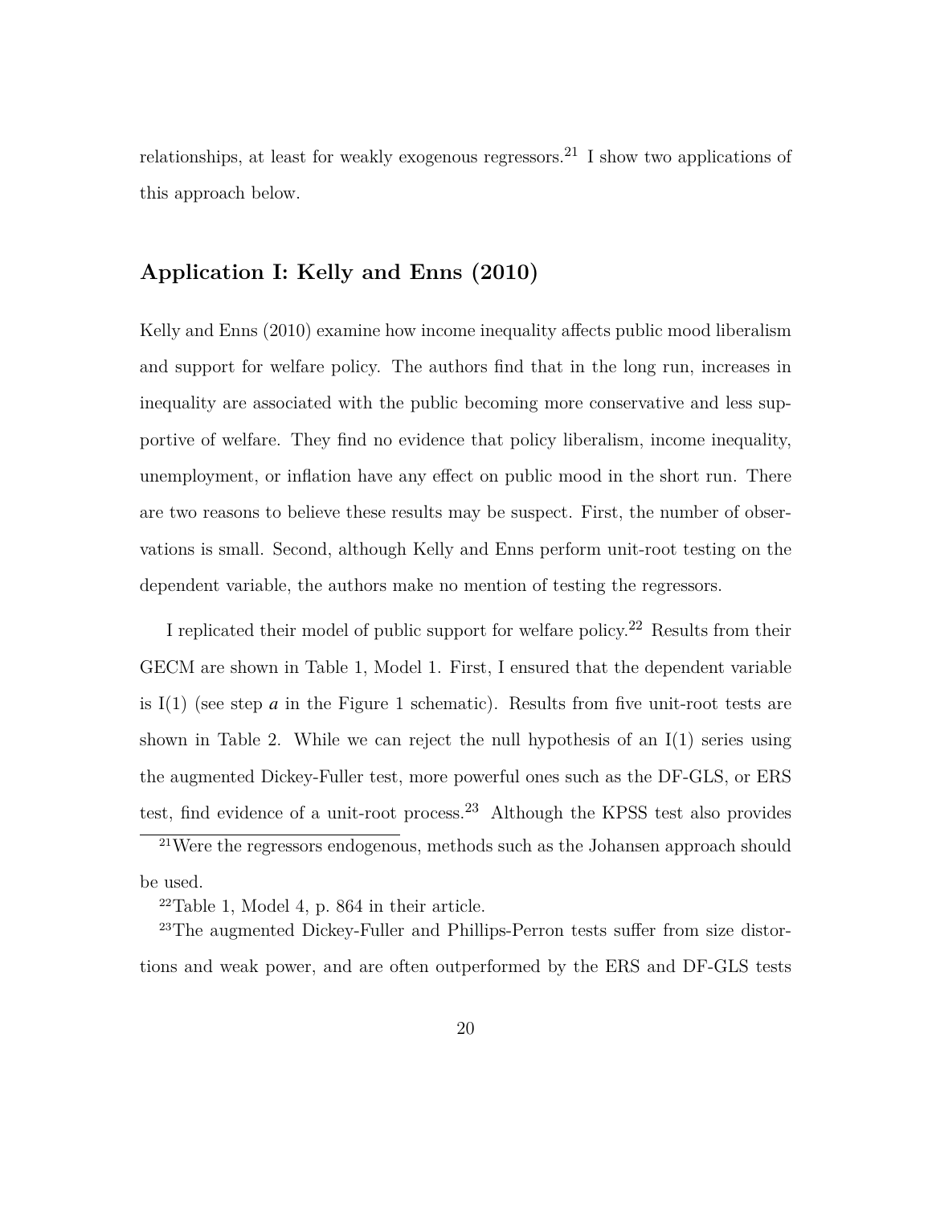relationships, at least for weakly exogenous regressors.[21] I show two applications of this approach below.

## Application I: Kelly and Enns (2010)

Kelly and Enns (2010) examine how income inequality affects public mood liberalism and support for welfare policy. The authors find that in the long run, increases in inequality are associated with the public becoming more conservative and less supportive of welfare. They find no evidence that policy liberalism, income inequality, unemployment, or inflation have any effect on public mood in the short run. There are two reasons to believe these results may be suspect. First, the number of observations is small. Second, although Kelly and Enns perform unit-root testing on the dependent variable, the authors make no mention of testing the regressors.

I replicated their model of public support for welfare policy.[22] Results from their GECM are shown in Table 1, Model 1. First, I ensured that the dependent variable is I(1) (see step ***a*** in the Figure 1 schematic). Results from five unit-root tests are shown in Table 2. While we can reject the null hypothesis of an I(1) series using the augmented Dickey-Fuller test, more powerful ones such as the DF-GLS, or ERS test, find evidence of a unit-root process.[23] Although the KPSS test also provides

[21] Were the regressors endogenous, methods such as the Johansen approach should be used.

[22] Table 1, Model 4, p. 864 in their article.

[23] The augmented Dickey-Fuller and Phillips-Perron tests suffer from size distortions and weak power, and are often outperformed by the ERS and DF-GLS tests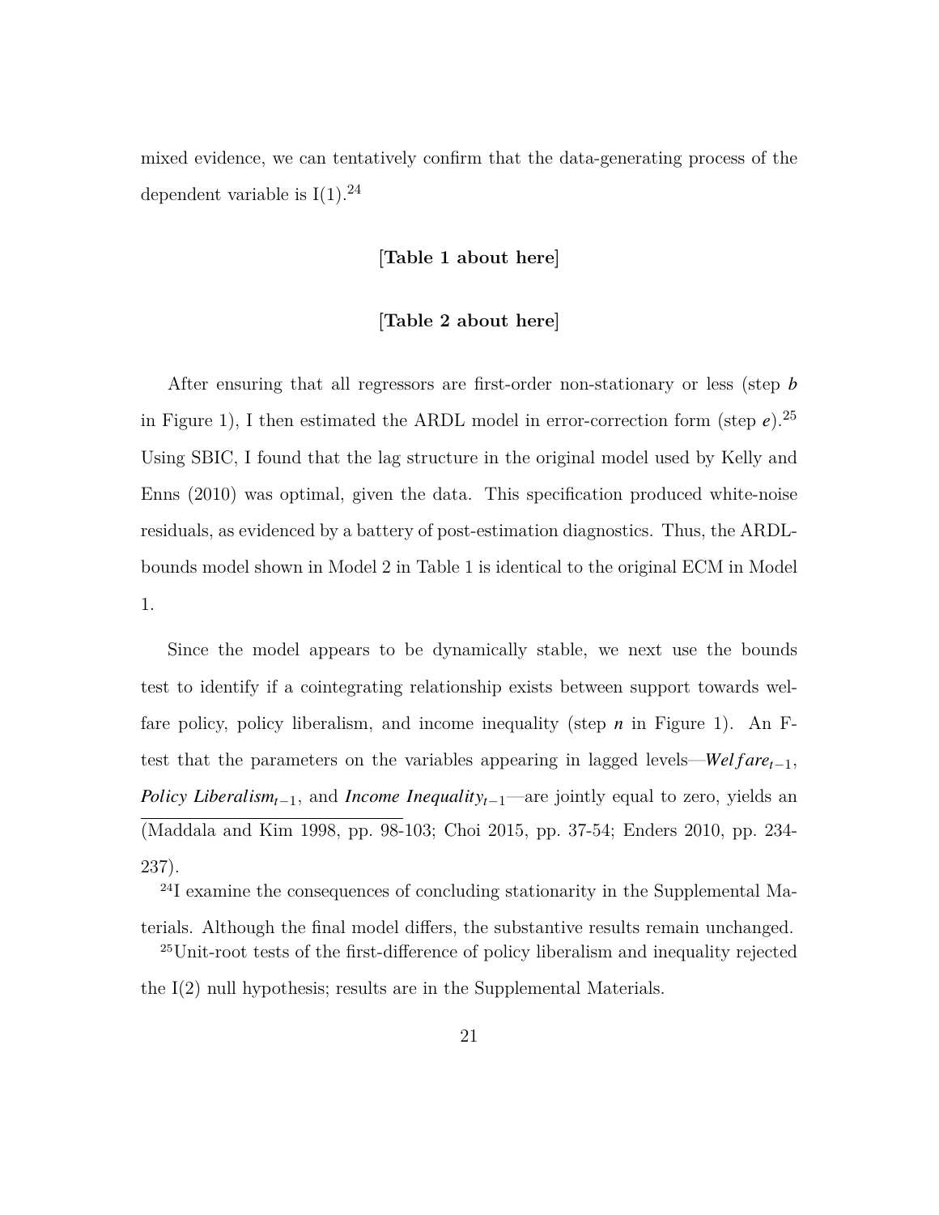mixed evidence, we can tentatively confirm that the data-generating process of the dependent variable is I(1).[24]

**[Table 1 about here]**

**[Table 2 about here]**

After ensuring that all regressors are first-order non-stationary or less (step ***b*** in Figure 1), I then estimated the ARDL model in error-correction form (step ***e***).[25] Using SBIC, I found that the lag structure in the original model used by Kelly and Enns (2010) was optimal, given the data. This specification produced white-noise residuals, as evidenced by a battery of post-estimation diagnostics. Thus, the ARDL-bounds model shown in Model 2 in Table 1 is identical to the original ECM in Model 1.

Since the model appears to be dynamically stable, we next use the bounds test to identify if a cointegrating relationship exists between support towards welfare policy, policy liberalism, and income inequality (step ***n*** in Figure 1). An F-test that the parameters on the variables appearing in lagged levels—$\textit{Welfare}_{t-1}$, $\textit{Policy Liberalism}_{t-1}$, and $\textit{Income Inequality}_{t-1}$—are jointly equal to zero, yields an

(Maddala and Kim 1998, pp. 98-103; Choi 2015, pp. 37-54; Enders 2010, pp. 234-237).

[24] I examine the consequences of concluding stationarity in the Supplemental Materials. Although the final model differs, the substantive results remain unchanged.

[25] Unit-root tests of the first-difference of policy liberalism and inequality rejected the I(2) null hypothesis; results are in the Supplemental Materials.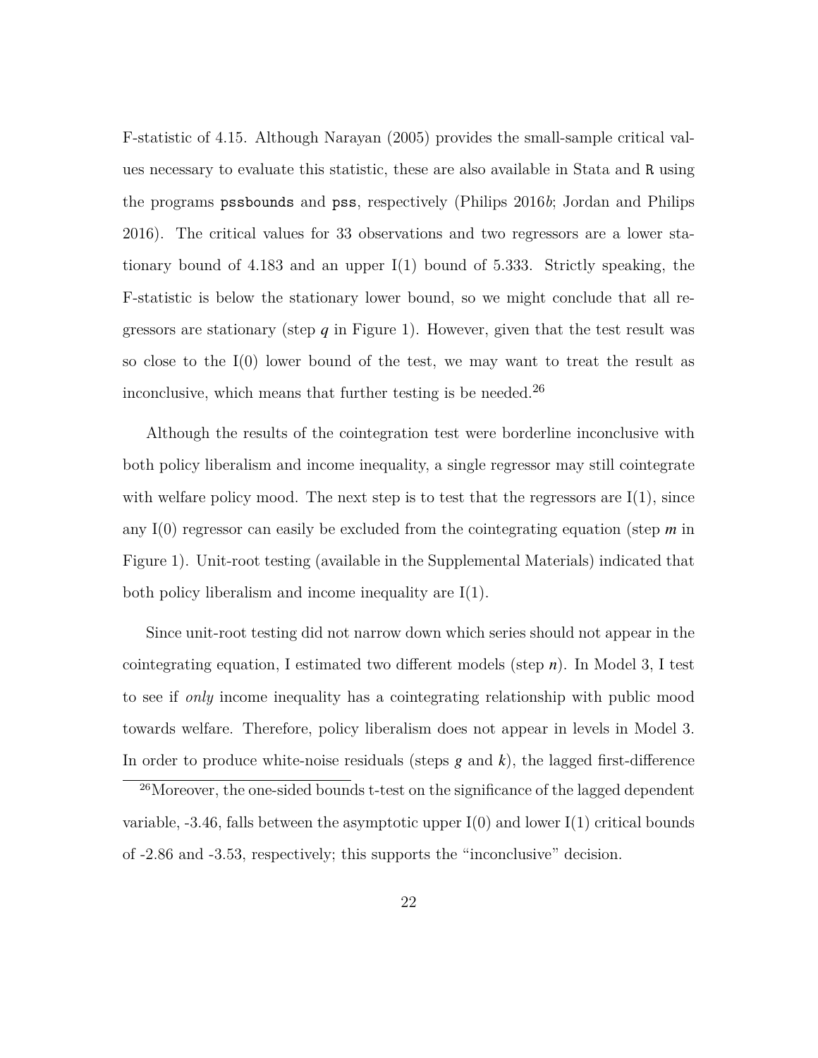F-statistic of 4.15. Although Narayan (2005) provides the small-sample critical values necessary to evaluate this statistic, these are also available in Stata and `R` using the programs `pssbounds` and `pss`, respectively (Philips 2016*b*; Jordan and Philips 2016). The critical values for 33 observations and two regressors are a lower stationary bound of 4.183 and an upper I(1) bound of 5.333. Strictly speaking, the F-statistic is below the stationary lower bound, so we might conclude that all regressors are stationary (step ***q*** in Figure 1). However, given that the test result was so close to the I(0) lower bound of the test, we may want to treat the result as inconclusive, which means that further testing is be needed.[26]

Although the results of the cointegration test were borderline inconclusive with both policy liberalism and income inequality, a single regressor may still cointegrate with welfare policy mood. The next step is to test that the regressors are I(1), since any I(0) regressor can easily be excluded from the cointegrating equation (step ***m*** in Figure 1). Unit-root testing (available in the Supplemental Materials) indicated that both policy liberalism and income inequality are I(1).

Since unit-root testing did not narrow down which series should not appear in the cointegrating equation, I estimated two different models (step ***n***). In Model 3, I test to see if *only* income inequality has a cointegrating relationship with public mood towards welfare. Therefore, policy liberalism does not appear in levels in Model 3. In order to produce white-noise residuals (steps ***g*** and ***k***), the lagged first-difference

[26]Moreover, the one-sided bounds t-test on the significance of the lagged dependent variable, -3.46, falls between the asymptotic upper I(0) and lower I(1) critical bounds of -2.86 and -3.53, respectively; this supports the "inconclusive" decision.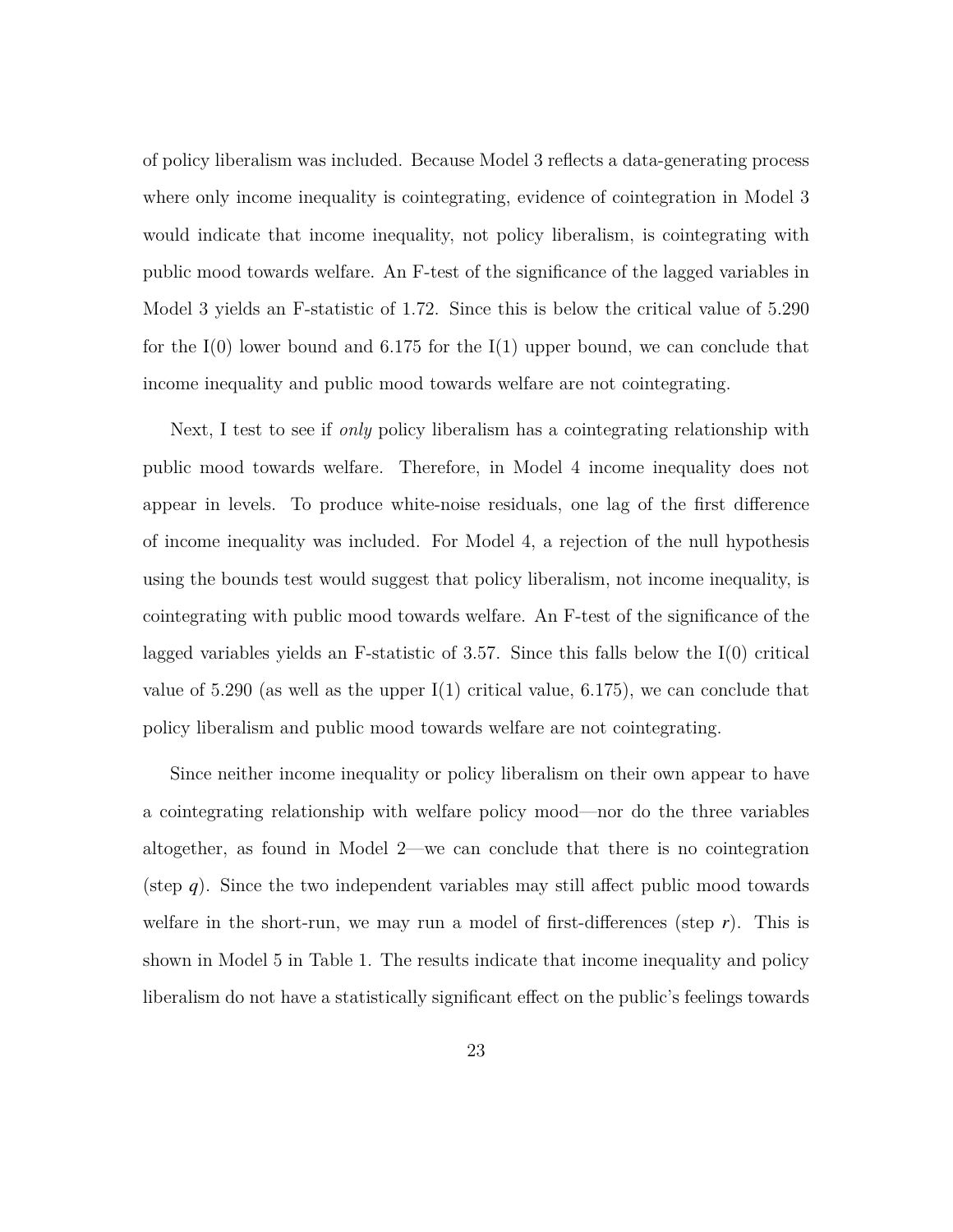of policy liberalism was included. Because Model 3 reflects a data-generating process where only income inequality is cointegrating, evidence of cointegration in Model 3 would indicate that income inequality, not policy liberalism, is cointegrating with public mood towards welfare. An F-test of the significance of the lagged variables in Model 3 yields an F-statistic of 1.72. Since this is below the critical value of 5.290 for the I(0) lower bound and 6.175 for the I(1) upper bound, we can conclude that income inequality and public mood towards welfare are not cointegrating.

Next, I test to see if *only* policy liberalism has a cointegrating relationship with public mood towards welfare. Therefore, in Model 4 income inequality does not appear in levels. To produce white-noise residuals, one lag of the first difference of income inequality was included. For Model 4, a rejection of the null hypothesis using the bounds test would suggest that policy liberalism, not income inequality, is cointegrating with public mood towards welfare. An F-test of the significance of the lagged variables yields an F-statistic of 3.57. Since this falls below the I(0) critical value of 5.290 (as well as the upper I(1) critical value, 6.175), we can conclude that policy liberalism and public mood towards welfare are not cointegrating.

Since neither income inequality or policy liberalism on their own appear to have a cointegrating relationship with welfare policy mood—nor do the three variables altogether, as found in Model 2—we can conclude that there is no cointegration (step ***q***). Since the two independent variables may still affect public mood towards welfare in the short-run, we may run a model of first-differences (step ***r***). This is shown in Model 5 in Table 1. The results indicate that income inequality and policy liberalism do not have a statistically significant effect on the public's feelings towards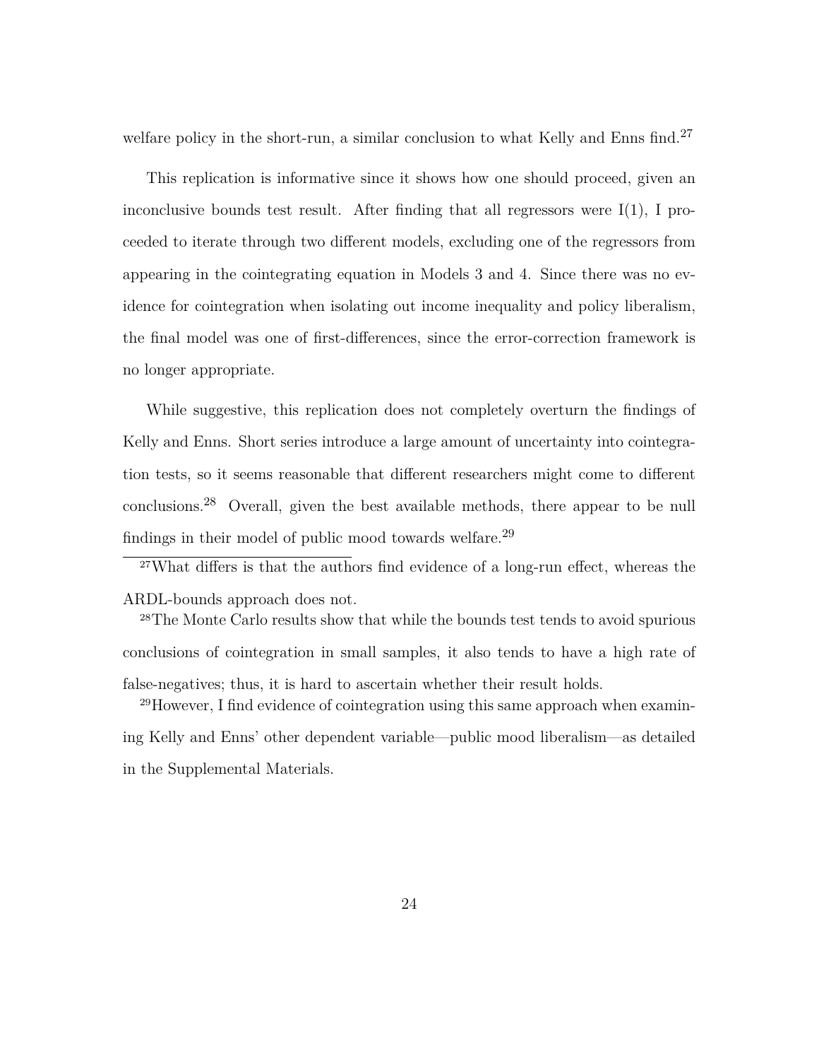welfare policy in the short-run, a similar conclusion to what Kelly and Enns find.[27]

This replication is informative since it shows how one should proceed, given an inconclusive bounds test result. After finding that all regressors were I(1), I proceeded to iterate through two different models, excluding one of the regressors from appearing in the cointegrating equation in Models 3 and 4. Since there was no evidence for cointegration when isolating out income inequality and policy liberalism, the final model was one of first-differences, since the error-correction framework is no longer appropriate.

While suggestive, this replication does not completely overturn the findings of Kelly and Enns. Short series introduce a large amount of uncertainty into cointegration tests, so it seems reasonable that different researchers might come to different conclusions.[28] Overall, given the best available methods, there appear to be null findings in their model of public mood towards welfare.[29]

[27]What differs is that the authors find evidence of a long-run effect, whereas the ARDL-bounds approach does not.

[28]The Monte Carlo results show that while the bounds test tends to avoid spurious conclusions of cointegration in small samples, it also tends to have a high rate of false-negatives; thus, it is hard to ascertain whether their result holds.

[29]However, I find evidence of cointegration using this same approach when examining Kelly and Enns' other dependent variable—public mood liberalism—as detailed in the Supplemental Materials.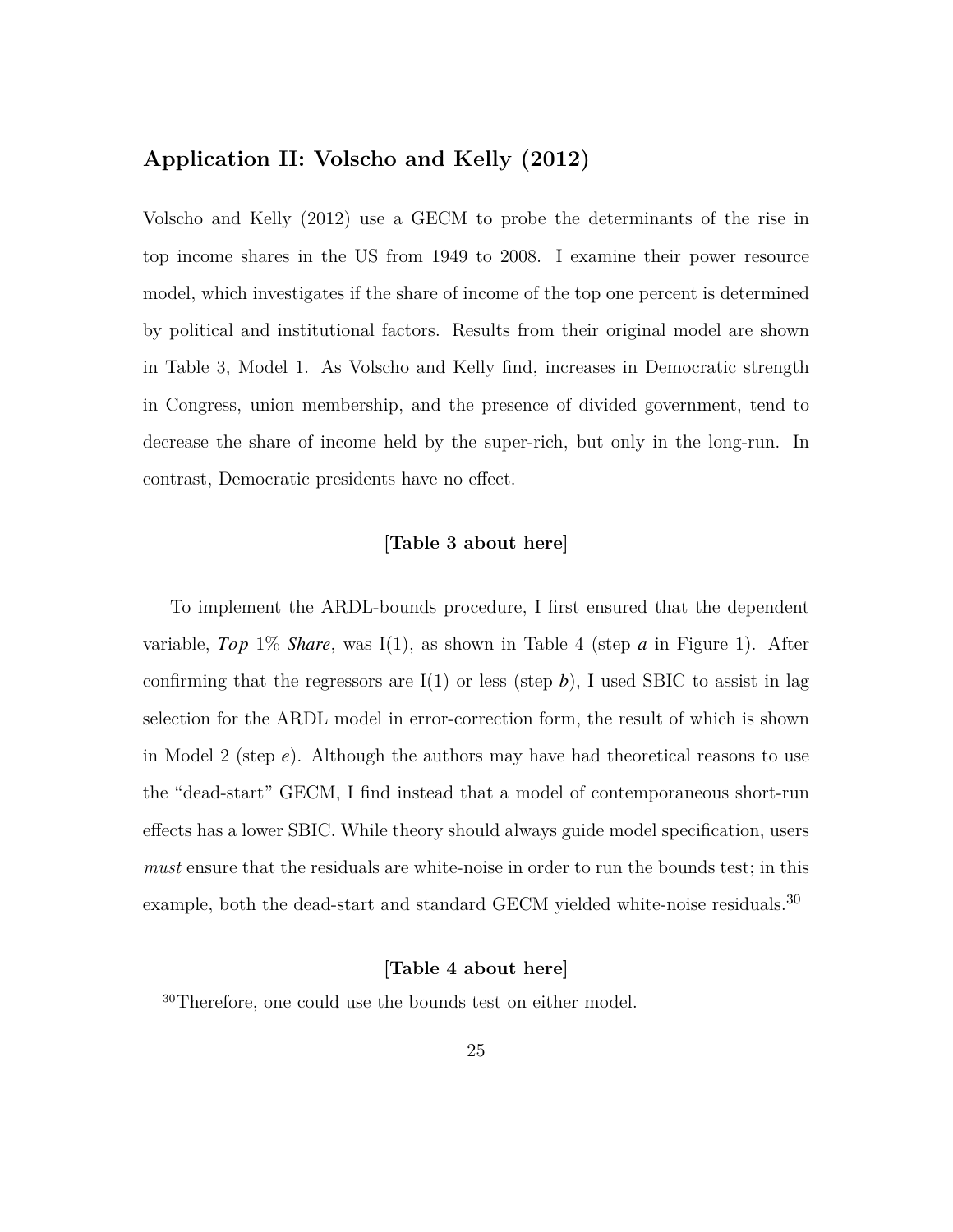## Application II: Volscho and Kelly (2012)

Volscho and Kelly (2012) use a GECM to probe the determinants of the rise in top income shares in the US from 1949 to 2008. I examine their power resource model, which investigates if the share of income of the top one percent is determined by political and institutional factors. Results from their original model are shown in Table 3, Model 1. As Volscho and Kelly find, increases in Democratic strength in Congress, union membership, and the presence of divided government, tend to decrease the share of income held by the super-rich, but only in the long-run. In contrast, Democratic presidents have no effect.

**[Table 3 about here]**

To implement the ARDL-bounds procedure, I first ensured that the dependent variable, ***Top*** 1% ***Share***, was I(1), as shown in Table 4 (step ***a*** in Figure 1). After confirming that the regressors are I(1) or less (step ***b***), I used SBIC to assist in lag selection for the ARDL model in error-correction form, the result of which is shown in Model 2 (step ***e***). Although the authors may have had theoretical reasons to use the "dead-start" GECM, I find instead that a model of contemporaneous short-run effects has a lower SBIC. While theory should always guide model specification, users *must* ensure that the residuals are white-noise in order to run the bounds test; in this example, both the dead-start and standard GECM yielded white-noise residuals.[30]

**[Table 4 about here]**

[30]Therefore, one could use the bounds test on either model.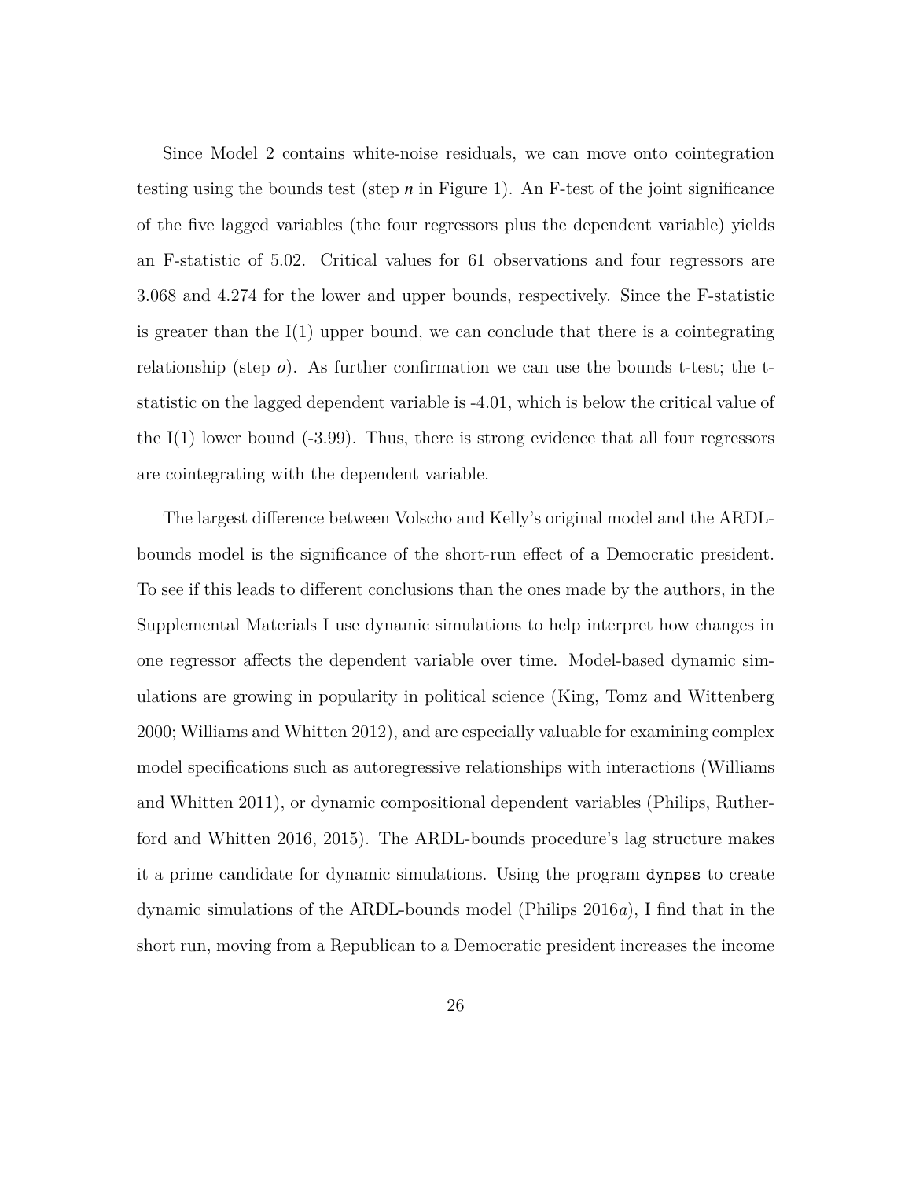Since Model 2 contains white-noise residuals, we can move onto cointegration testing using the bounds test (step ***n*** in Figure 1). An F-test of the joint significance of the five lagged variables (the four regressors plus the dependent variable) yields an F-statistic of 5.02. Critical values for 61 observations and four regressors are 3.068 and 4.274 for the lower and upper bounds, respectively. Since the F-statistic is greater than the I(1) upper bound, we can conclude that there is a cointegrating relationship (step ***o***). As further confirmation we can use the bounds t-test; the t-statistic on the lagged dependent variable is -4.01, which is below the critical value of the I(1) lower bound (-3.99). Thus, there is strong evidence that all four regressors are cointegrating with the dependent variable.

The largest difference between Volscho and Kelly's original model and the ARDL-bounds model is the significance of the short-run effect of a Democratic president. To see if this leads to different conclusions than the ones made by the authors, in the Supplemental Materials I use dynamic simulations to help interpret how changes in one regressor affects the dependent variable over time. Model-based dynamic simulations are growing in popularity in political science (King, Tomz and Wittenberg 2000; Williams and Whitten 2012), and are especially valuable for examining complex model specifications such as autoregressive relationships with interactions (Williams and Whitten 2011), or dynamic compositional dependent variables (Philips, Rutherford and Whitten 2016, 2015). The ARDL-bounds procedure's lag structure makes it a prime candidate for dynamic simulations. Using the program `dynpss` to create dynamic simulations of the ARDL-bounds model (Philips 2016*a*), I find that in the short run, moving from a Republican to a Democratic president increases the income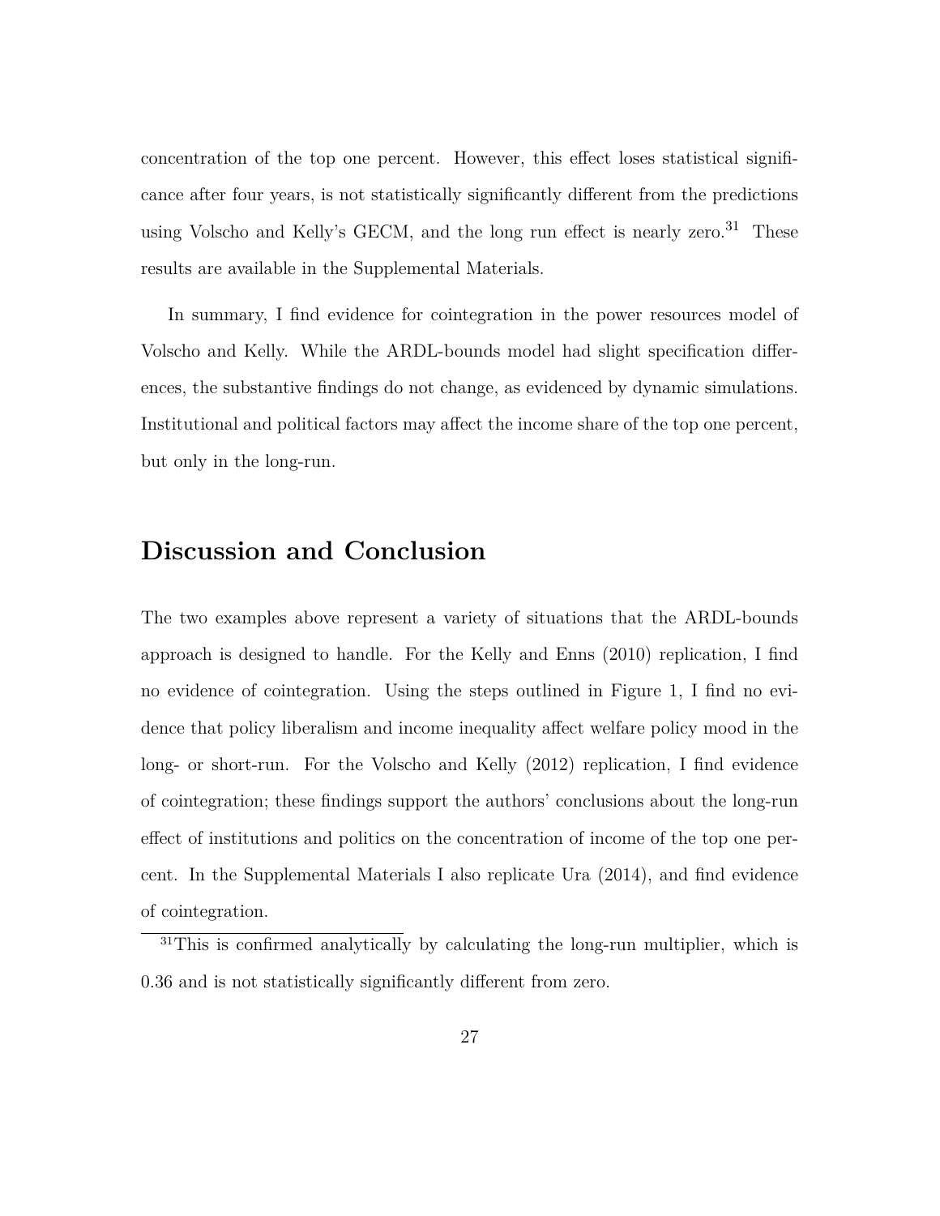concentration of the top one percent. However, this effect loses statistical significance after four years, is not statistically significantly different from the predictions using Volscho and Kelly's GECM, and the long run effect is nearly zero.[31] These results are available in the Supplemental Materials.

In summary, I find evidence for cointegration in the power resources model of Volscho and Kelly. While the ARDL-bounds model had slight specification differences, the substantive findings do not change, as evidenced by dynamic simulations. Institutional and political factors may affect the income share of the top one percent, but only in the long-run.

## Discussion and Conclusion

The two examples above represent a variety of situations that the ARDL-bounds approach is designed to handle. For the Kelly and Enns (2010) replication, I find no evidence of cointegration. Using the steps outlined in Figure 1, I find no evidence that policy liberalism and income inequality affect welfare policy mood in the long- or short-run. For the Volscho and Kelly (2012) replication, I find evidence of cointegration; these findings support the authors' conclusions about the long-run effect of institutions and politics on the concentration of income of the top one percent. In the Supplemental Materials I also replicate Ura (2014), and find evidence of cointegration.

[31]This is confirmed analytically by calculating the long-run multiplier, which is 0.36 and is not statistically significantly different from zero.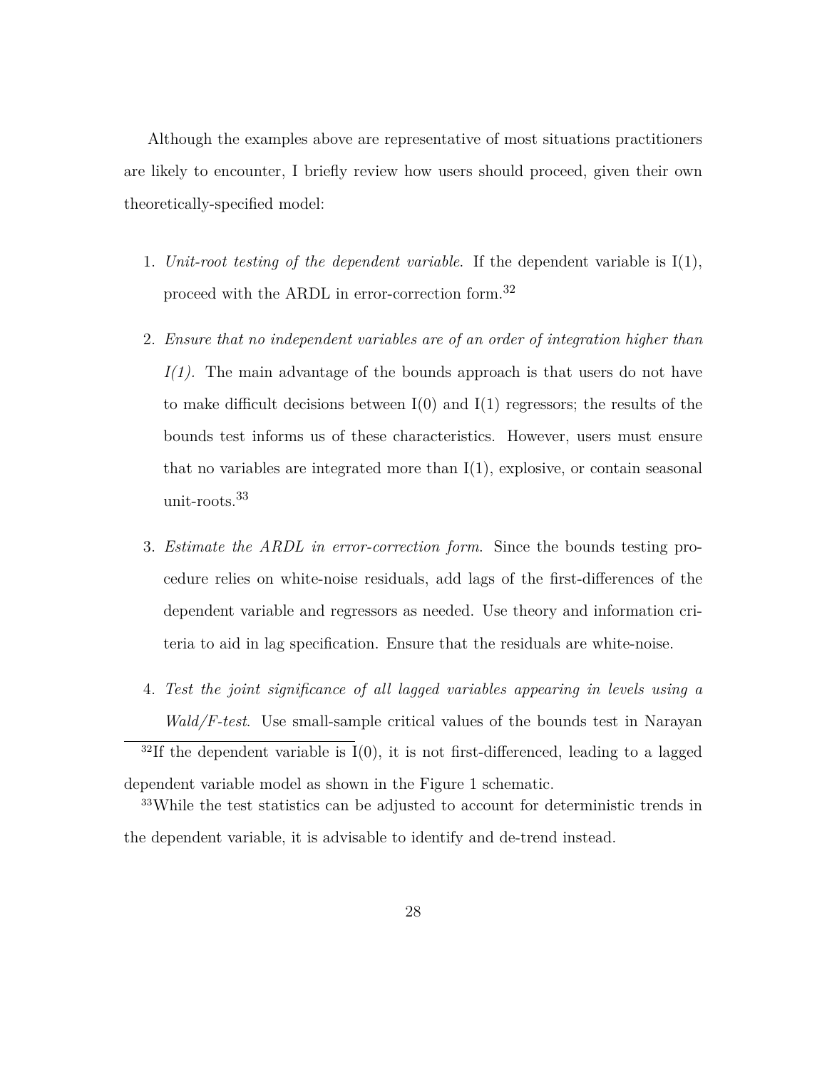Although the examples above are representative of most situations practitioners are likely to encounter, I briefly review how users should proceed, given their own theoretically-specified model:

1. *Unit-root testing of the dependent variable*. If the dependent variable is I(1), proceed with the ARDL in error-correction form.[32]

2. *Ensure that no independent variables are of an order of integration higher than I(1).* The main advantage of the bounds approach is that users do not have to make difficult decisions between I(0) and I(1) regressors; the results of the bounds test informs us of these characteristics. However, users must ensure that no variables are integrated more than I(1), explosive, or contain seasonal unit-roots.[33]

3. *Estimate the ARDL in error-correction form*. Since the bounds testing procedure relies on white-noise residuals, add lags of the first-differences of the dependent variable and regressors as needed. Use theory and information criteria to aid in lag specification. Ensure that the residuals are white-noise.

4. *Test the joint significance of all lagged variables appearing in levels using a Wald/F-test*. Use small-sample critical values of the bounds test in Narayan

---

[32] If the dependent variable is I(0), it is not first-differenced, leading to a lagged dependent variable model as shown in the Figure 1 schematic.

[33] While the test statistics can be adjusted to account for deterministic trends in the dependent variable, it is advisable to identify and de-trend instead.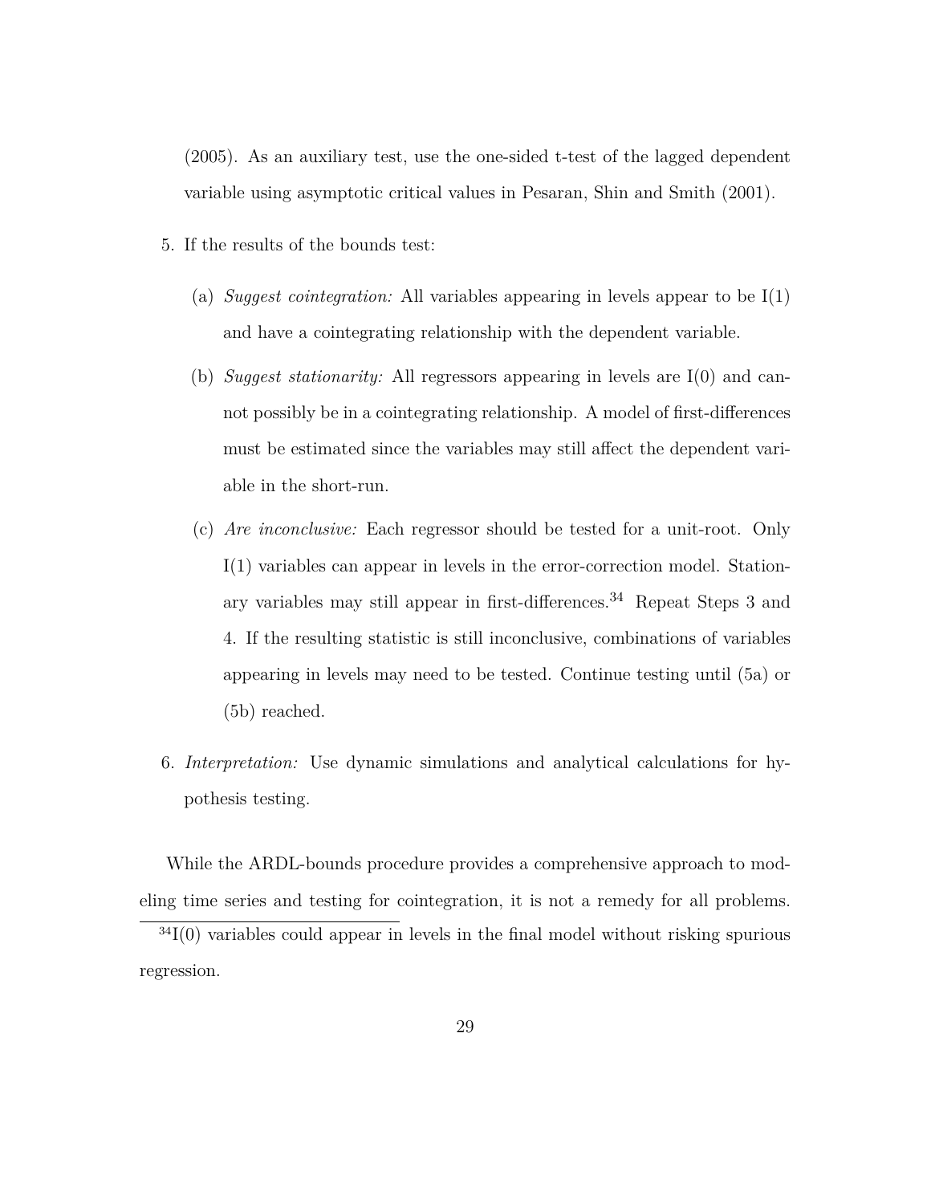(2005). As an auxiliary test, use the one-sided t-test of the lagged dependent variable using asymptotic critical values in Pesaran, Shin and Smith (2001).

5. If the results of the bounds test:

   (a) *Suggest cointegration:* All variables appearing in levels appear to be I(1) and have a cointegrating relationship with the dependent variable.

   (b) *Suggest stationarity:* All regressors appearing in levels are I(0) and cannot possibly be in a cointegrating relationship. A model of first-differences must be estimated since the variables may still affect the dependent variable in the short-run.

   (c) *Are inconclusive:* Each regressor should be tested for a unit-root. Only I(1) variables can appear in levels in the error-correction model. Stationary variables may still appear in first-differences.[34] Repeat Steps 3 and 4. If the resulting statistic is still inconclusive, combinations of variables appearing in levels may need to be tested. Continue testing until (5a) or (5b) reached.

6. *Interpretation:* Use dynamic simulations and analytical calculations for hypothesis testing.

While the ARDL-bounds procedure provides a comprehensive approach to modeling time series and testing for cointegration, it is not a remedy for all problems.

[34] I(0) variables could appear in levels in the final model without risking spurious regression.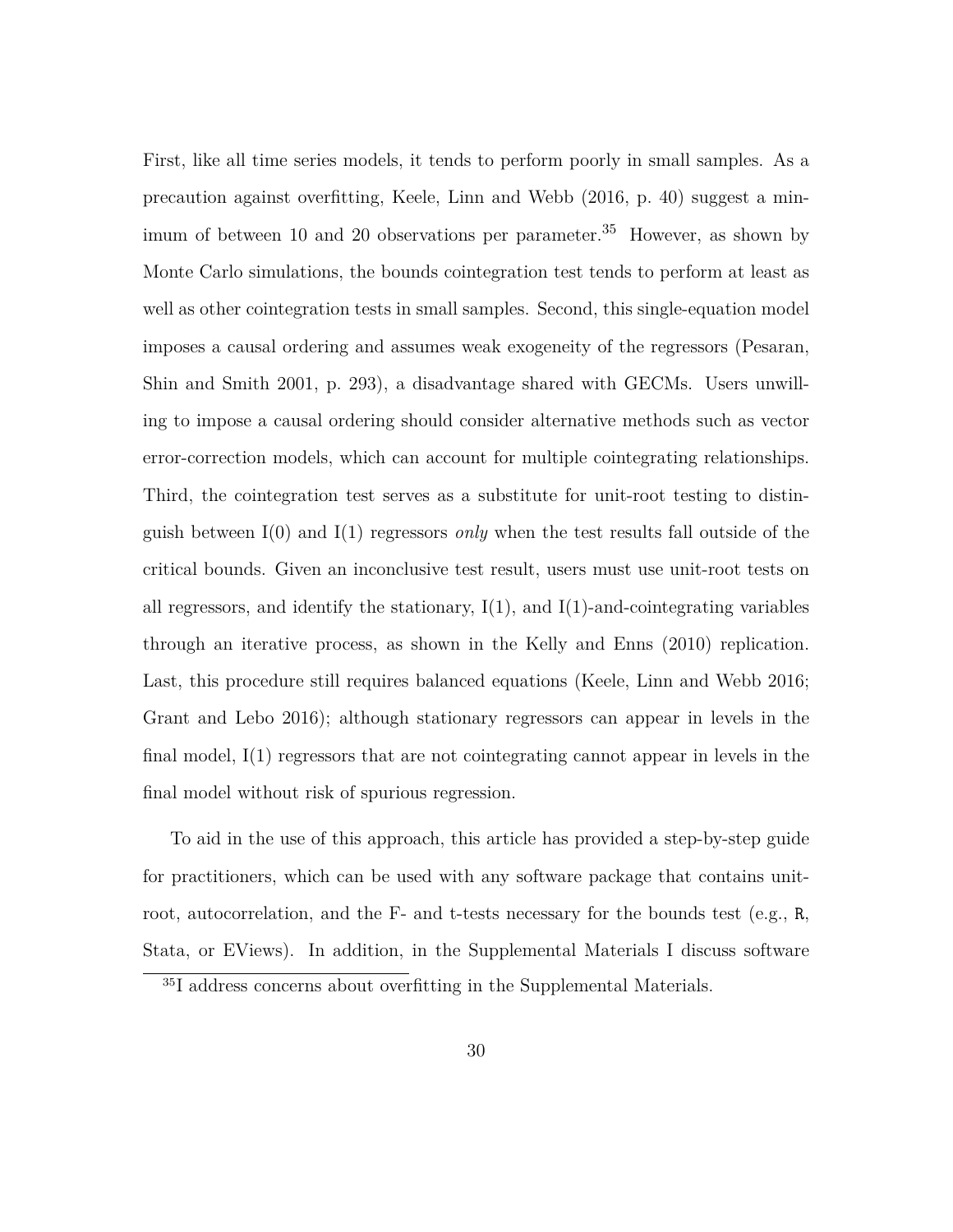First, like all time series models, it tends to perform poorly in small samples. As a precaution against overfitting, Keele, Linn and Webb (2016, p. 40) suggest a minimum of between 10 and 20 observations per parameter.[35] However, as shown by Monte Carlo simulations, the bounds cointegration test tends to perform at least as well as other cointegration tests in small samples. Second, this single-equation model imposes a causal ordering and assumes weak exogeneity of the regressors (Pesaran, Shin and Smith 2001, p. 293), a disadvantage shared with GECMs. Users unwilling to impose a causal ordering should consider alternative methods such as vector error-correction models, which can account for multiple cointegrating relationships. Third, the cointegration test serves as a substitute for unit-root testing to distinguish between I(0) and I(1) regressors *only* when the test results fall outside of the critical bounds. Given an inconclusive test result, users must use unit-root tests on all regressors, and identify the stationary, I(1), and I(1)-and-cointegrating variables through an iterative process, as shown in the Kelly and Enns (2010) replication. Last, this procedure still requires balanced equations (Keele, Linn and Webb 2016; Grant and Lebo 2016); although stationary regressors can appear in levels in the final model, I(1) regressors that are not cointegrating cannot appear in levels in the final model without risk of spurious regression.

To aid in the use of this approach, this article has provided a step-by-step guide for practitioners, which can be used with any software package that contains unit-root, autocorrelation, and the F- and t-tests necessary for the bounds test (e.g., R, Stata, or EViews). In addition, in the Supplemental Materials I discuss software

[35] I address concerns about overfitting in the Supplemental Materials.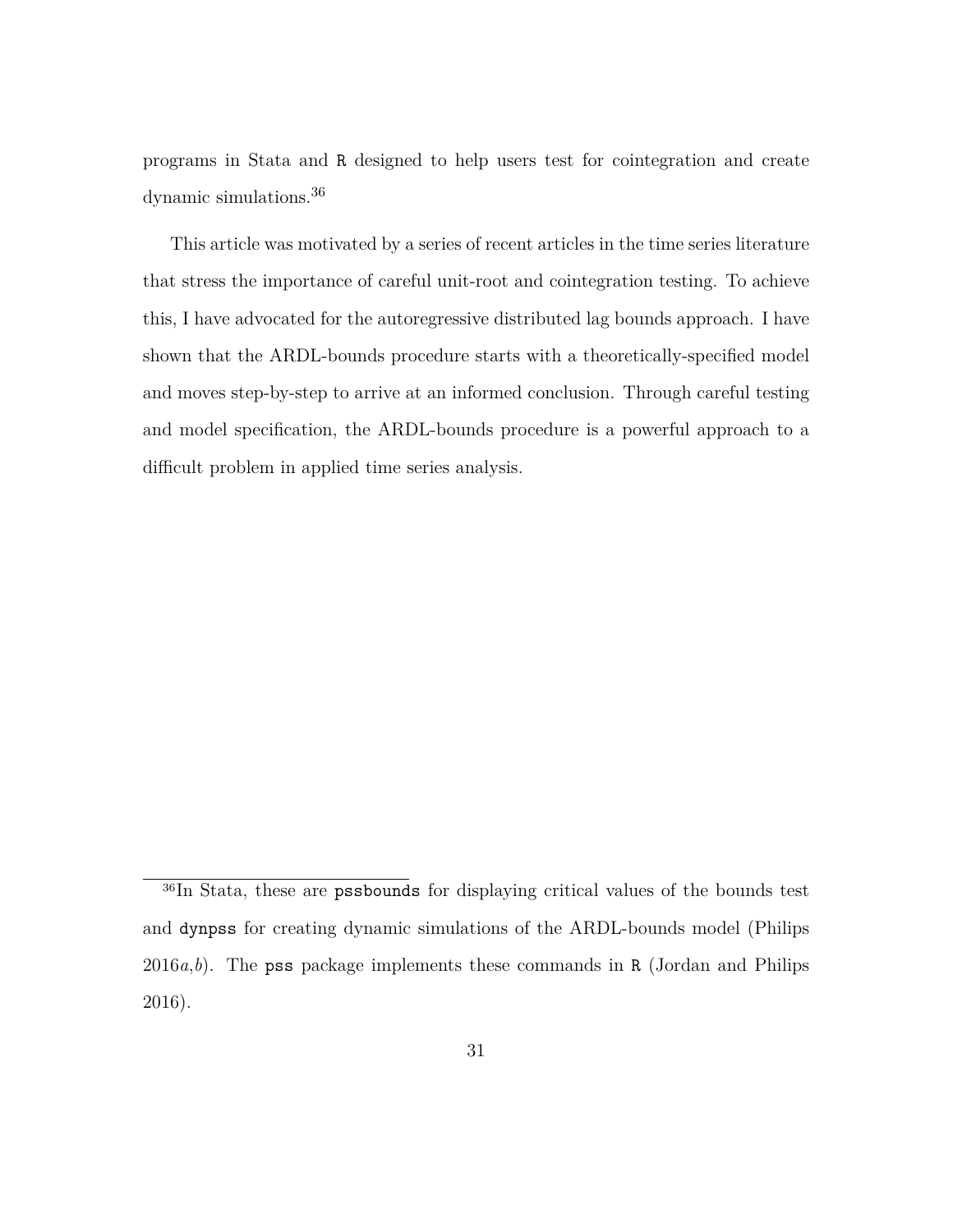programs in Stata and `R` designed to help users test for cointegration and create dynamic simulations.[36]

This article was motivated by a series of recent articles in the time series literature that stress the importance of careful unit-root and cointegration testing. To achieve this, I have advocated for the autoregressive distributed lag bounds approach. I have shown that the ARDL-bounds procedure starts with a theoretically-specified model and moves step-by-step to arrive at an informed conclusion. Through careful testing and model specification, the ARDL-bounds procedure is a powerful approach to a difficult problem in applied time series analysis.

---

[36] In Stata, these are `pssbounds` for displaying critical values of the bounds test and `dynpss` for creating dynamic simulations of the ARDL-bounds model (Philips 2016*a*,*b*). The `pss` package implements these commands in `R` (Jordan and Philips 2016).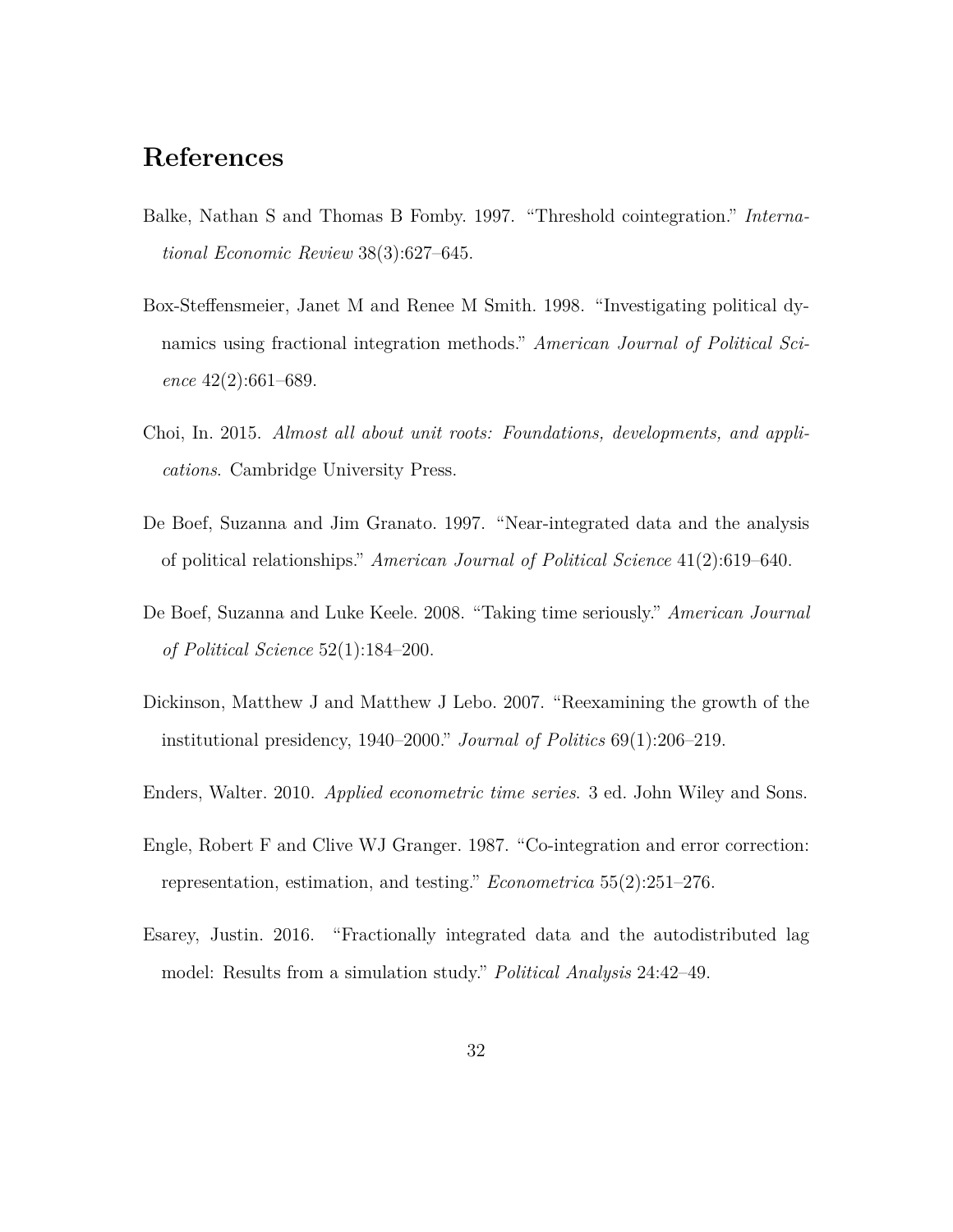# References

Balke, Nathan S and Thomas B Fomby. 1997. "Threshold cointegration." *International Economic Review* 38(3):627–645.

Box-Steffensmeier, Janet M and Renee M Smith. 1998. "Investigating political dynamics using fractional integration methods." *American Journal of Political Science* 42(2):661–689.

Choi, In. 2015. *Almost all about unit roots: Foundations, developments, and applications*. Cambridge University Press.

De Boef, Suzanna and Jim Granato. 1997. "Near-integrated data and the analysis of political relationships." *American Journal of Political Science* 41(2):619–640.

De Boef, Suzanna and Luke Keele. 2008. "Taking time seriously." *American Journal of Political Science* 52(1):184–200.

Dickinson, Matthew J and Matthew J Lebo. 2007. "Reexamining the growth of the institutional presidency, 1940–2000." *Journal of Politics* 69(1):206–219.

Enders, Walter. 2010. *Applied econometric time series*. 3 ed. John Wiley and Sons.

Engle, Robert F and Clive WJ Granger. 1987. "Co-integration and error correction: representation, estimation, and testing." *Econometrica* 55(2):251–276.

Esarey, Justin. 2016. "Fractionally integrated data and the autodistributed lag model: Results from a simulation study." *Political Analysis* 24:42–49.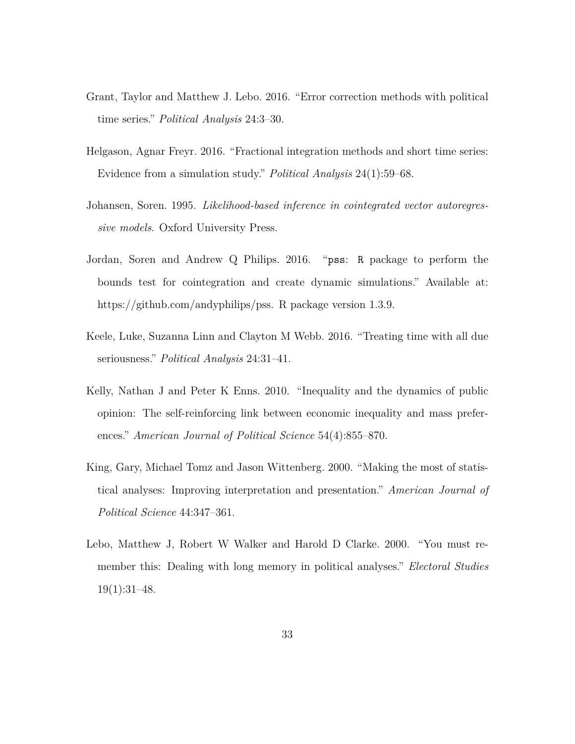Grant, Taylor and Matthew J. Lebo. 2016. "Error correction methods with political time series." *Political Analysis* 24:3–30.

Helgason, Agnar Freyr. 2016. "Fractional integration methods and short time series: Evidence from a simulation study." *Political Analysis* 24(1):59–68.

Johansen, Soren. 1995. *Likelihood-based inference in cointegrated vector autoregressive models*. Oxford University Press.

Jordan, Soren and Andrew Q Philips. 2016. "`pss`: `R` package to perform the bounds test for cointegration and create dynamic simulations." Available at: https://github.com/andyphilips/pss. R package version 1.3.9.

Keele, Luke, Suzanna Linn and Clayton M Webb. 2016. "Treating time with all due seriousness." *Political Analysis* 24:31–41.

Kelly, Nathan J and Peter K Enns. 2010. "Inequality and the dynamics of public opinion: The self-reinforcing link between economic inequality and mass preferences." *American Journal of Political Science* 54(4):855–870.

King, Gary, Michael Tomz and Jason Wittenberg. 2000. "Making the most of statistical analyses: Improving interpretation and presentation." *American Journal of Political Science* 44:347–361.

Lebo, Matthew J, Robert W Walker and Harold D Clarke. 2000. "You must remember this: Dealing with long memory in political analyses." *Electoral Studies* 19(1):31–48.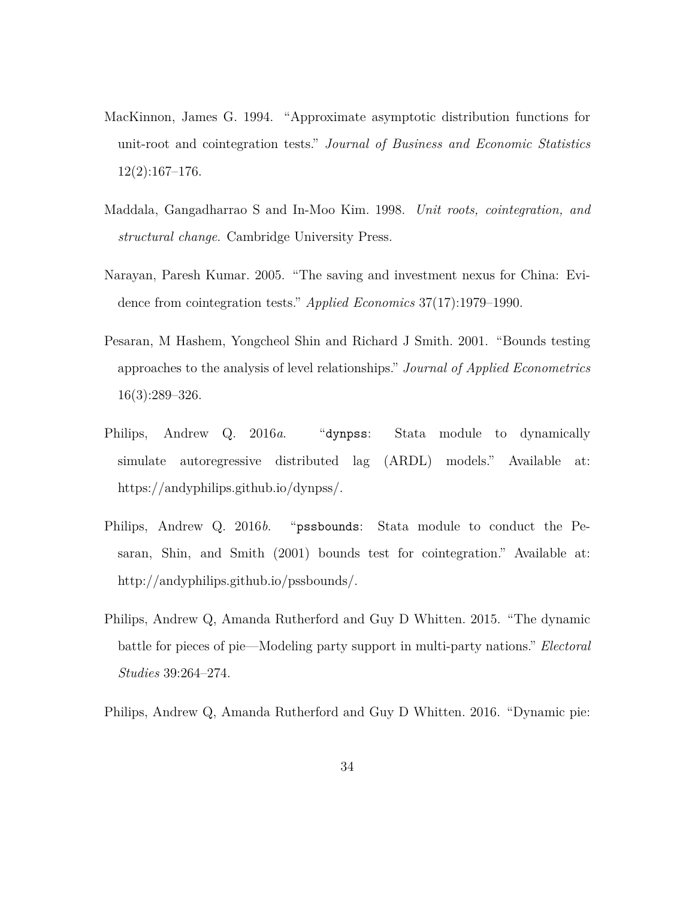MacKinnon, James G. 1994. "Approximate asymptotic distribution functions for unit-root and cointegration tests." *Journal of Business and Economic Statistics* 12(2):167–176.

Maddala, Gangadharrao S and In-Moo Kim. 1998. *Unit roots, cointegration, and structural change*. Cambridge University Press.

Narayan, Paresh Kumar. 2005. "The saving and investment nexus for China: Evidence from cointegration tests." *Applied Economics* 37(17):1979–1990.

Pesaran, M Hashem, Yongcheol Shin and Richard J Smith. 2001. "Bounds testing approaches to the analysis of level relationships." *Journal of Applied Econometrics* 16(3):289–326.

Philips, Andrew Q. 2016*a*. "`dynpss`: Stata module to dynamically simulate autoregressive distributed lag (ARDL) models." Available at: https://andyphilips.github.io/dynpss/.

Philips, Andrew Q. 2016*b*. "`pssbounds`: Stata module to conduct the Pesaran, Shin, and Smith (2001) bounds test for cointegration." Available at: http://andyphilips.github.io/pssbounds/.

Philips, Andrew Q, Amanda Rutherford and Guy D Whitten. 2015. "The dynamic battle for pieces of pie—Modeling party support in multi-party nations." *Electoral Studies* 39:264–274.

Philips, Andrew Q, Amanda Rutherford and Guy D Whitten. 2016. "Dynamic pie: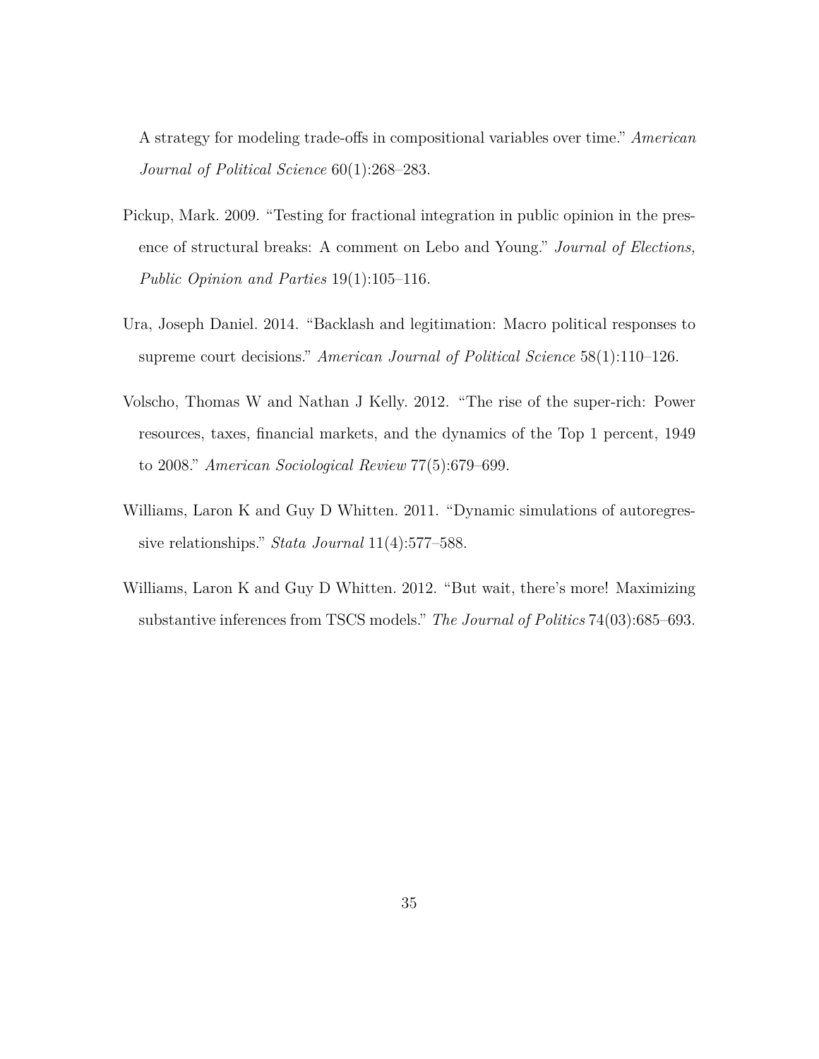A strategy for modeling trade-offs in compositional variables over time." *American Journal of Political Science* 60(1):268–283.

Pickup, Mark. 2009. "Testing for fractional integration in public opinion in the presence of structural breaks: A comment on Lebo and Young." *Journal of Elections, Public Opinion and Parties* 19(1):105–116.

Ura, Joseph Daniel. 2014. "Backlash and legitimation: Macro political responses to supreme court decisions." *American Journal of Political Science* 58(1):110–126.

Volscho, Thomas W and Nathan J Kelly. 2012. "The rise of the super-rich: Power resources, taxes, financial markets, and the dynamics of the Top 1 percent, 1949 to 2008." *American Sociological Review* 77(5):679–699.

Williams, Laron K and Guy D Whitten. 2011. "Dynamic simulations of autoregressive relationships." *Stata Journal* 11(4):577–588.

Williams, Laron K and Guy D Whitten. 2012. "But wait, there's more! Maximizing substantive inferences from TSCS models." *The Journal of Politics* 74(03):685–693.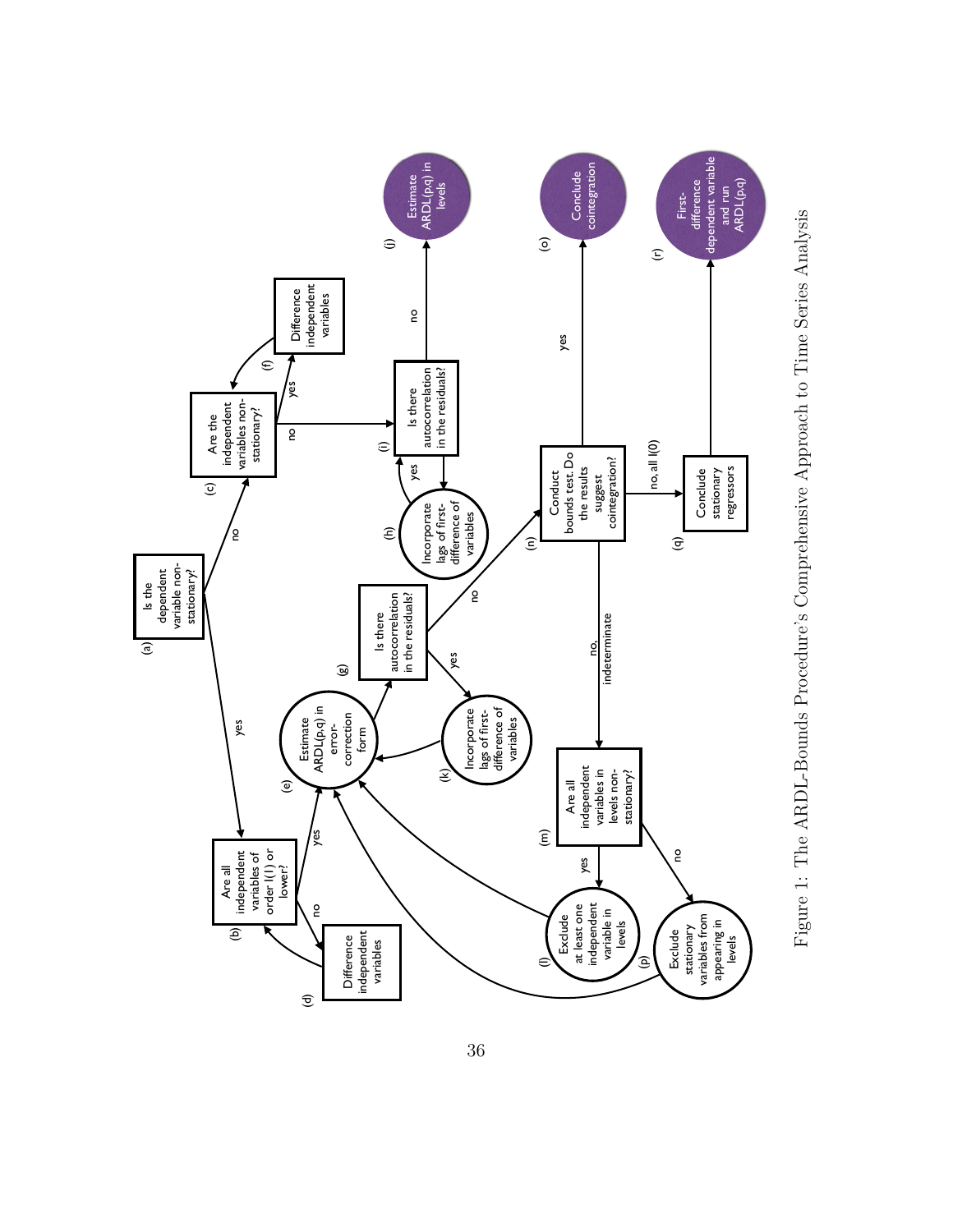(a) Is the dependent variable non-stationary?
- yes → (b)
- no → (c)

(b) Are all independent variables of order I(1) or lower?
- yes → (e)
- no → (d)

(c) Are the independent variables non-stationary?
- yes → (f)
- no → (i)

(d) Difference independent variables → (b)

(e) Estimate ARDL(p,q) in error-correction form → (g)

(f) Difference independent variables → (c)

(g) Is there autocorrelation in the residuals?
- yes → (k)
- no → (n)

(h) Incorporate lags of first-difference of variables → (i)

(i) Is there autocorrelation in the residuals?
- yes → (h)
- no → (j)

(j) Estimate ARDL(p,q) in levels

(k) Incorporate lags of first-difference of variables → (e)

(l) Exclude at least one independent variable in levels → (e)

(m) Are all independent variables in levels non-stationary?
- yes → (l)
- no → (p)

(n) Conduct bounds test. Do the results suggest cointegration?
- yes → (o)
- no, indeterminate → (m)
- no, all I(0) → (q)

(o) Conclude cointegration

(p) Exclude stationary variables from appearing in levels → (e)

(q) Conclude stationary regressors → (r)

(r) First-difference dependent variable and run ARDL(p,q)

Figure 1: The ARDL-Bounds Procedure's Comprehensive Approach to Time Series Analysis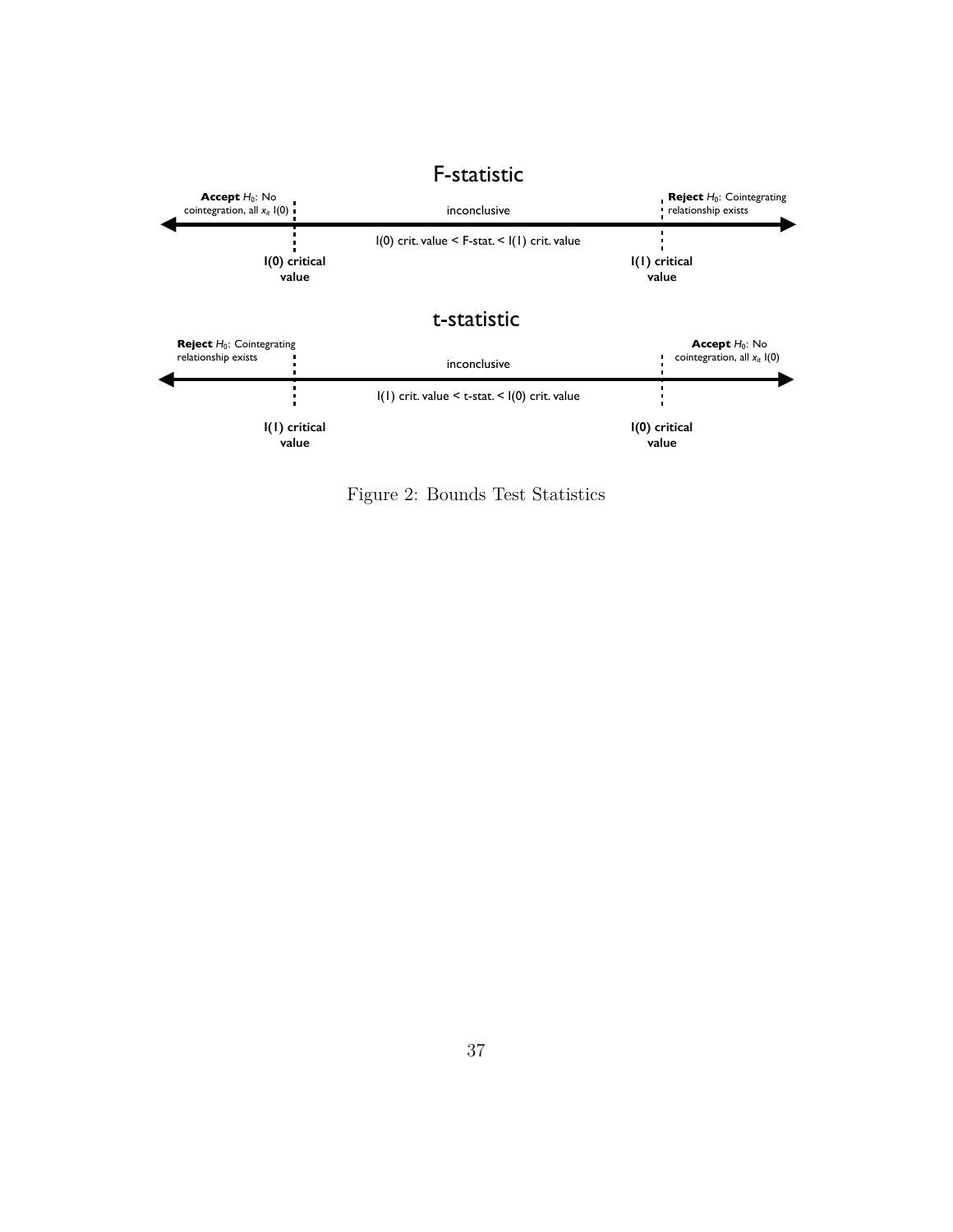## F-statistic

**Accept** $H_0$: No cointegration, all $x_{it}$ I(0)

inconclusive

**Reject** $H_0$: Cointegrating relationship exists

I(0) crit. value < F-stat. < I(1) crit. value

**I(0) critical value**

**I(1) critical value**

## t-statistic

**Reject** $H_0$: Cointegrating relationship exists

inconclusive

**Accept** $H_0$: No cointegration, all $x_{it}$ I(0)

I(1) crit. value < t-stat. < I(0) crit. value

**I(1) critical value**

**I(0) critical value**

Figure 2: Bounds Test Statistics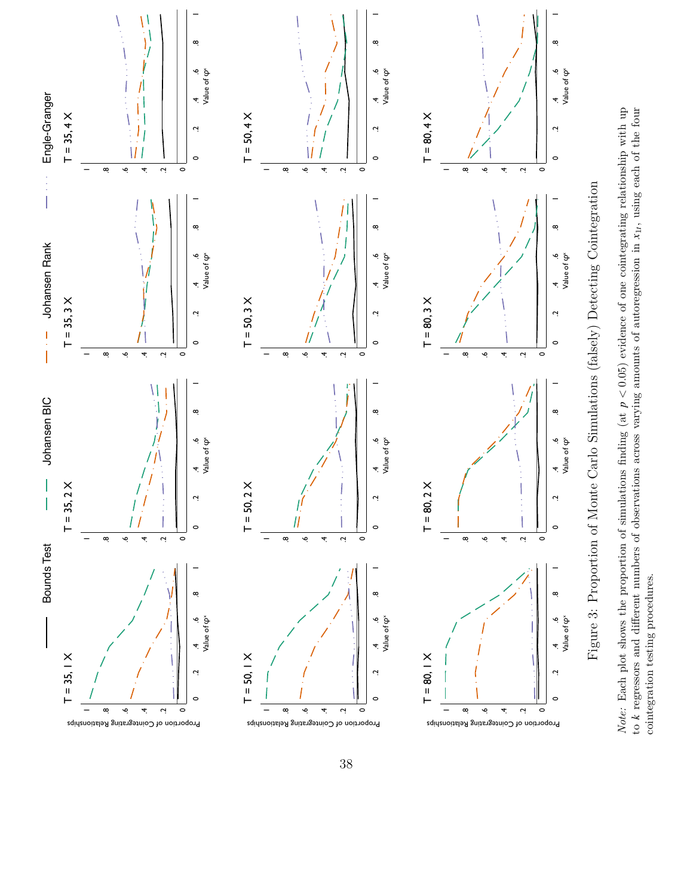Figure 3: Proportion of Monte Carlo Simulations (falsely) Detecting Cointegration

*Note:* Each plot shows the proportion of simulations finding (at $p < 0.05$) evidence of one cointegrating relationship with up to $k$ regressors and different numbers of observations across varying amounts of autoregression in $x_{1t}$, using each of the four cointegration testing procedures.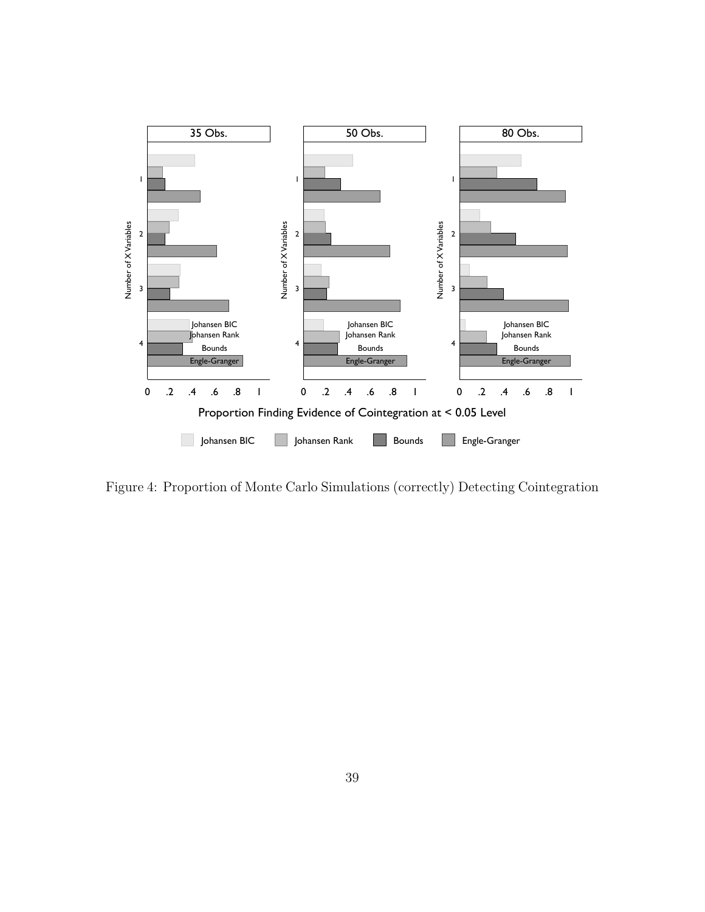Figure 4: Proportion of Monte Carlo Simulations (correctly) Detecting Cointegration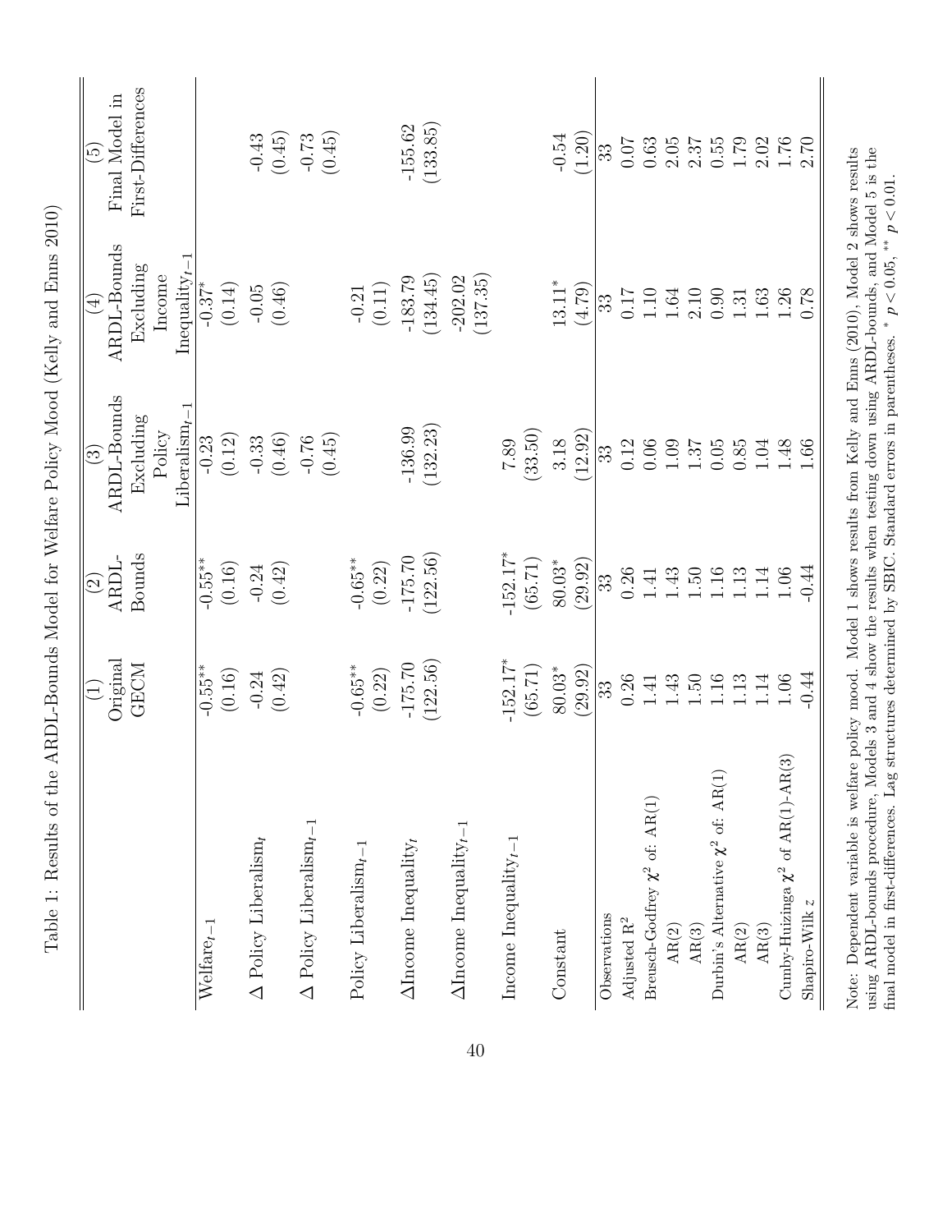Table 1: Results of the ARDL-Bounds Model for Welfare Policy Mood (Kelly and Enns 2010)

| | (1) Original GECM | (2) ARDL-Bounds | (3) ARDL-Bounds Excluding Policy Liberalism$_{t-1}$ | (4) ARDL-Bounds Excluding Income Inequality$_{t-1}$ | (5) Final Model in First-Differences |
|---|---|---|---|---|---|
| Welfare$_{t-1}$ | -0.55** | -0.55** | -0.23 | -0.37* | |
| | (0.16) | (0.16) | (0.12) | (0.14) | |
| $\Delta$ Policy Liberalism$_t$ | -0.24 | -0.24 | -0.33 | -0.05 | -0.43 |
| | (0.42) | (0.42) | (0.46) | (0.46) | (0.45) |
| $\Delta$ Policy Liberalism$_{t-1}$ | | | -0.76 | | -0.73 |
| | | | (0.45) | | (0.45) |
| Policy Liberalism$_{t-1}$ | -0.65** | -0.65** | | -0.21 | |
| | (0.22) | (0.22) | | (0.11) | |
| $\Delta$Income Inequality$_t$ | -175.70 | -175.70 | -136.99 | -183.79 | -155.62 |
| | (122.56) | (122.56) | (132.23) | (134.45) | (133.85) |
| $\Delta$Income Inequality$_{t-1}$ | | | | -202.02 | |
| | | | | (137.35) | |
| Income Inequality$_{t-1}$ | -152.17* | -152.17* | 7.89 | | |
| | (65.71) | (65.71) | (33.50) | | |
| Constant | 80.03* | 80.03* | 3.18 | 13.11* | -0.54 |
| | (29.92) | (29.92) | (12.92) | (4.79) | (1.20) |
| Observations | 33 | 33 | 33 | 33 | 33 |
| Adjusted R$^2$ | 0.26 | 0.26 | 0.12 | 0.17 | 0.07 |
| Breusch-Godfrey $\chi^2$ of: AR(1) | 1.41 | 1.41 | 0.06 | 1.10 | 0.63 |
| AR(2) | 1.43 | 1.43 | 1.09 | 1.64 | 2.05 |
| AR(3) | 1.50 | 1.50 | 1.37 | 2.10 | 2.37 |
| Durbin's Alternative $\chi^2$ of: AR(1) | 1.16 | 1.16 | 0.05 | 0.90 | 0.55 |
| AR(2) | 1.13 | 1.13 | 0.85 | 1.31 | 1.79 |
| AR(3) | 1.14 | 1.14 | 1.04 | 1.63 | 2.02 |
| Cumby-Huizinga $\chi^2$ of AR(1)-AR(3) | 1.06 | 1.06 | 1.48 | 1.26 | 1.76 |
| Shapiro-Wilk $z$ | -0.44 | -0.44 | 1.66 | 0.78 | 2.70 |

Note: Dependent variable is welfare policy mood. Model 1 shows results from Kelly and Enns (2010), Model 2 shows results using ARDL-bounds procedure, Models 3 and 4 show the results when testing down using ARDL-bounds, and Model 5 is the final model in first-differences. Lag structures determined by SBIC. Standard errors in parentheses. * $p < 0.05$, ** $p < 0.01$.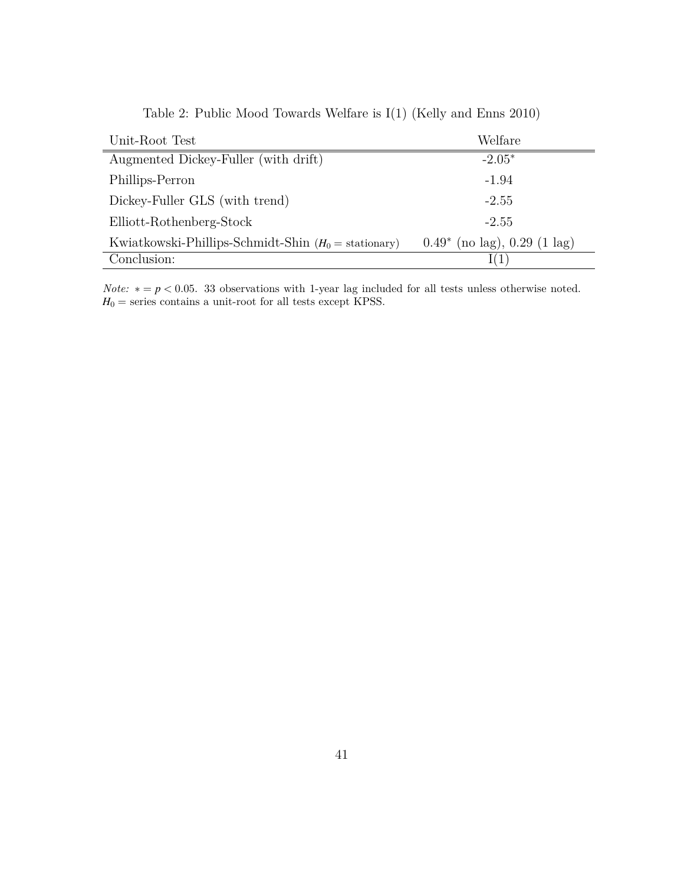Table 2: Public Mood Towards Welfare is I(1) (Kelly and Enns 2010)

| Unit-Root Test | Welfare |
| --- | --- |
| Augmented Dickey-Fuller (with drift) | -2.05* |
| Phillips-Perron | -1.94 |
| Dickey-Fuller GLS (with trend) | -2.55 |
| Elliott-Rothenberg-Stock | -2.55 |
| Kwiatkowski-Phillips-Schmidt-Shin ($H_0$ = stationary) | 0.49* (no lag), 0.29 (1 lag) |
| Conclusion: | I(1) |

*Note:* $* = p < 0.05$. 33 observations with 1-year lag included for all tests unless otherwise noted. $H_0$ = series contains a unit-root for all tests except KPSS.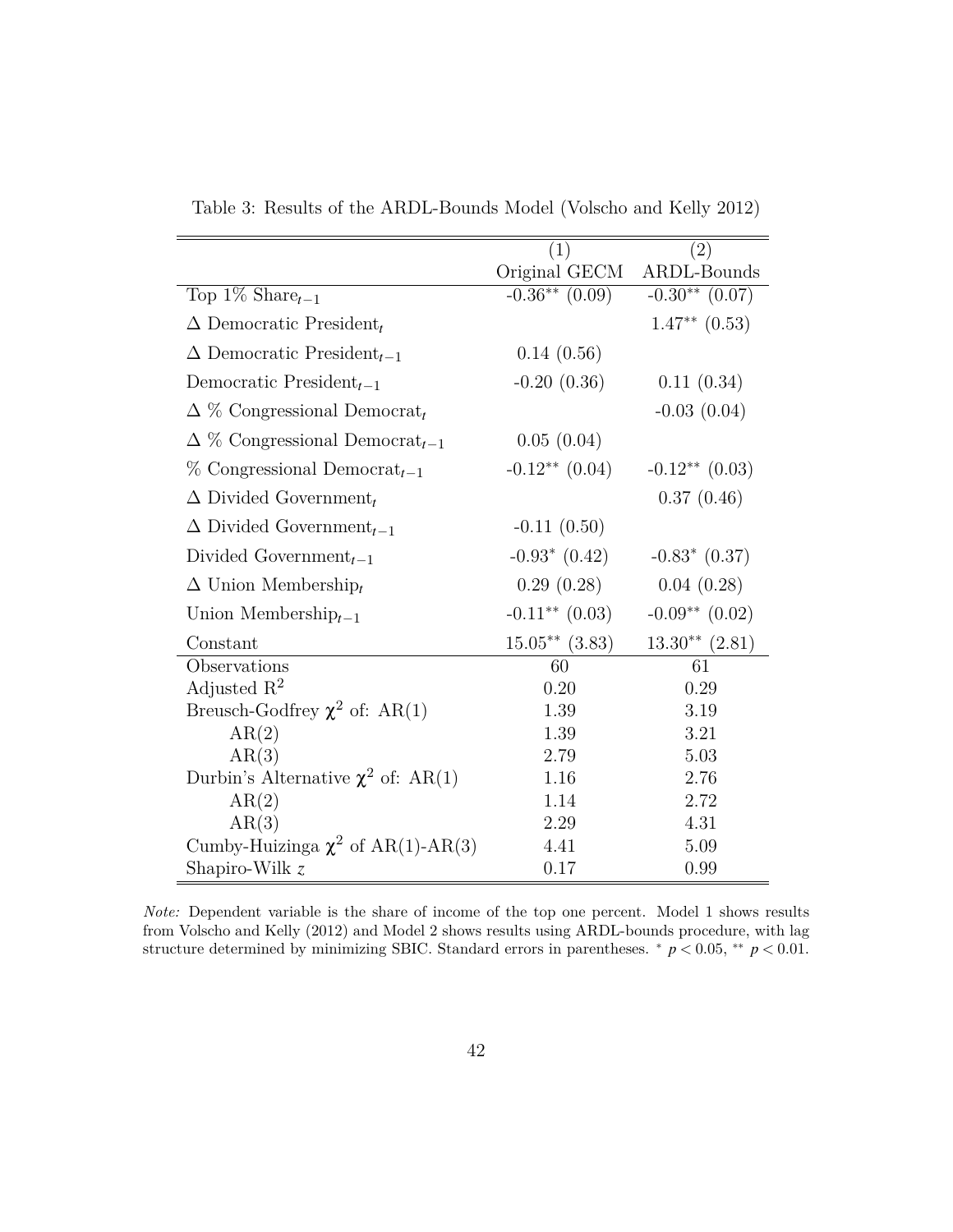Table 3: Results of the ARDL-Bounds Model (Volscho and Kelly 2012)

| | (1) Original GECM | (2) ARDL-Bounds |
|---|---|---|
| Top 1% Share$_{t-1}$ | -0.36$^{**}$ (0.09) | -0.30$^{**}$ (0.07) |
| $\Delta$ Democratic President$_t$ | | 1.47$^{**}$ (0.53) |
| $\Delta$ Democratic President$_{t-1}$ | 0.14 (0.56) | |
| Democratic President$_{t-1}$ | -0.20 (0.36) | 0.11 (0.34) |
| $\Delta$ % Congressional Democrat$_t$ | | -0.03 (0.04) |
| $\Delta$ % Congressional Democrat$_{t-1}$ | 0.05 (0.04) | |
| % Congressional Democrat$_{t-1}$ | -0.12$^{**}$ (0.04) | -0.12$^{**}$ (0.03) |
| $\Delta$ Divided Government$_t$ | | 0.37 (0.46) |
| $\Delta$ Divided Government$_{t-1}$ | -0.11 (0.50) | |
| Divided Government$_{t-1}$ | -0.93$^{*}$ (0.42) | -0.83$^{*}$ (0.37) |
| $\Delta$ Union Membership$_t$ | 0.29 (0.28) | 0.04 (0.28) |
| Union Membership$_{t-1}$ | -0.11$^{**}$ (0.03) | -0.09$^{**}$ (0.02) |
| Constant | 15.05$^{**}$ (3.83) | 13.30$^{**}$ (2.81) |
| Observations | 60 | 61 |
| Adjusted $R^2$ | 0.20 | 0.29 |
| Breusch-Godfrey $\chi^2$ of: AR(1) | 1.39 | 3.19 |
| AR(2) | 1.39 | 3.21 |
| AR(3) | 2.79 | 5.03 |
| Durbin's Alternative $\chi^2$ of: AR(1) | 1.16 | 2.76 |
| AR(2) | 1.14 | 2.72 |
| AR(3) | 2.29 | 4.31 |
| Cumby-Huizinga $\chi^2$ of AR(1)-AR(3) | 4.41 | 5.09 |
| Shapiro-Wilk $z$ | 0.17 | 0.99 |

*Note:* Dependent variable is the share of income of the top one percent. Model 1 shows results from Volscho and Kelly (2012) and Model 2 shows results using ARDL-bounds procedure, with lag structure determined by minimizing SBIC. Standard errors in parentheses. $^{*}$ $p < 0.05$, $^{**}$ $p < 0.01$.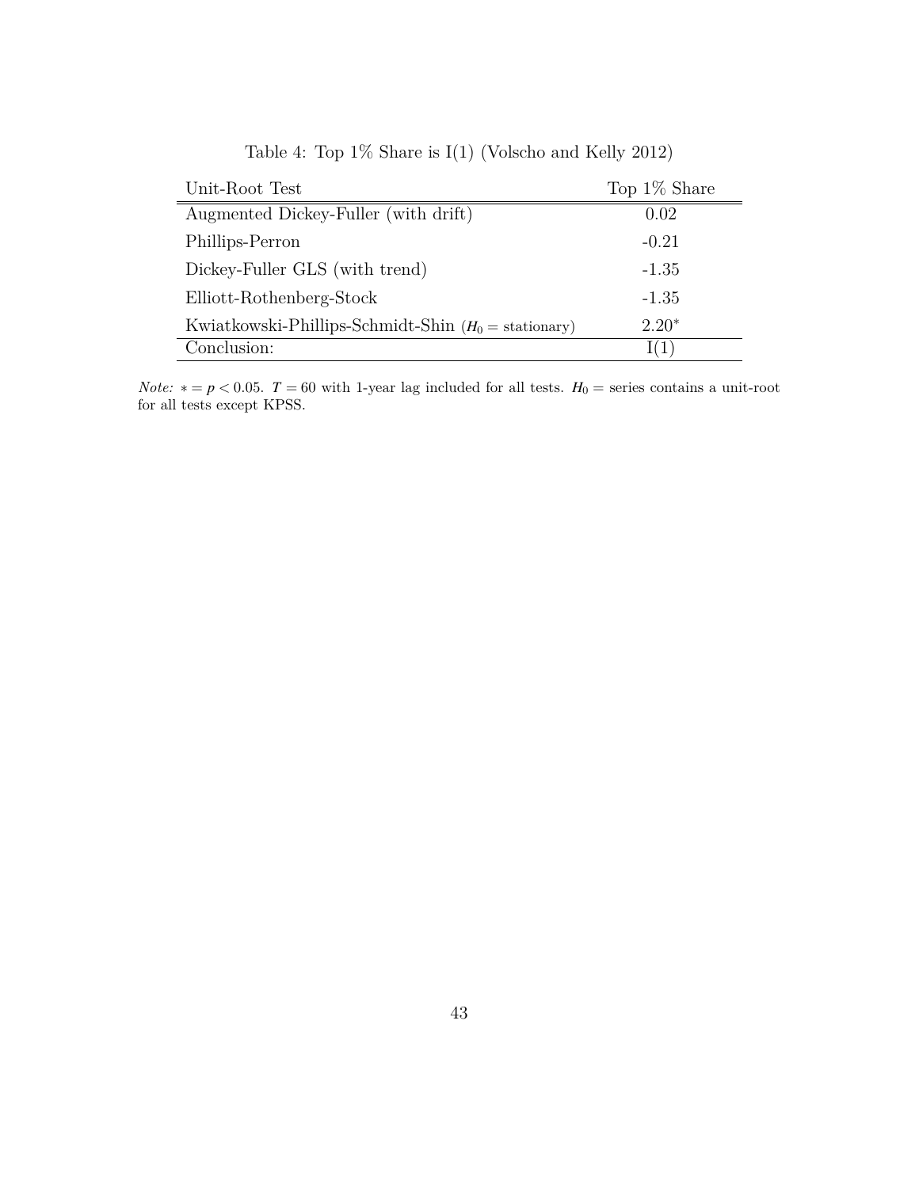Table 4: Top 1% Share is I(1) (Volscho and Kelly 2012)

| Unit-Root Test | Top 1% Share |
|---|---|
| Augmented Dickey-Fuller (with drift) | 0.02 |
| Phillips-Perron | -0.21 |
| Dickey-Fuller GLS (with trend) | -1.35 |
| Elliott-Rothenberg-Stock | -1.35 |
| Kwiatkowski-Phillips-Schmidt-Shin ($H_0$ = stationary) | $2.20^{*}$ |
| Conclusion: | I(1) |

*Note:* $* = p < 0.05$. $T = 60$ with 1-year lag included for all tests. $H_0$ = series contains a unit-root for all tests except KPSS.